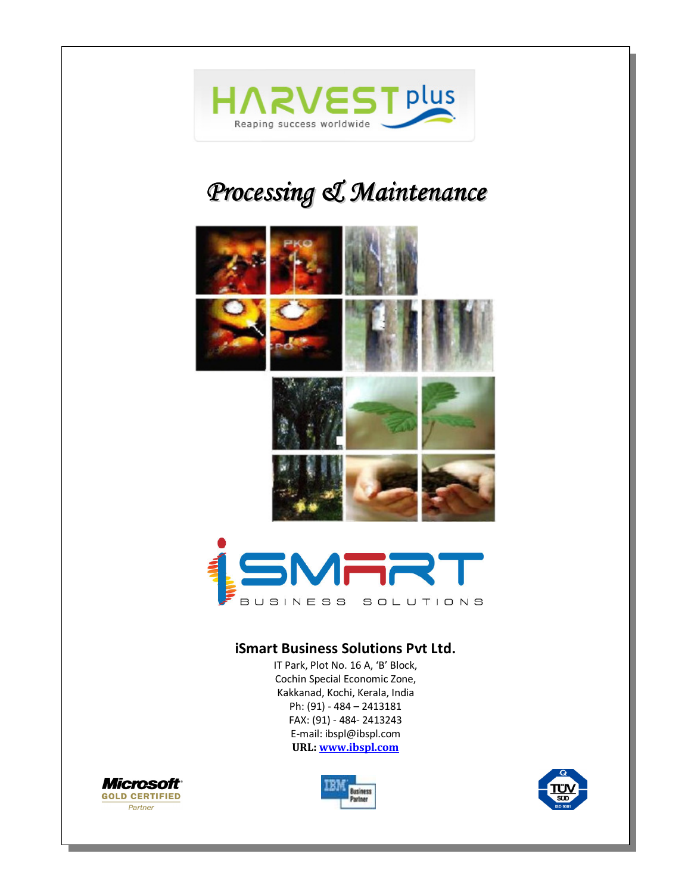HARVEST plus

Reaping success worldwide

# Processing & Maintenance

iSMART BUSINESS SOLUTIONS

**iSmart Business Solutions Pvt Ltd.**

IT Park, Plot No. 16 A, 'B' Block,
Cochin Special Economic Zone,
Kakkanad, Kochi, Kerala, India
Ph: (91) - 484 – 2413181
FAX: (91) - 484- 2413243
E-mail: ibspl@ibspl.com
**URL:** [www.ibspl.com](http://www.ibspl.com)

Microsoft GOLD CERTIFIED Partner

IBM Business Partner

TÜV SÜD ISO 9001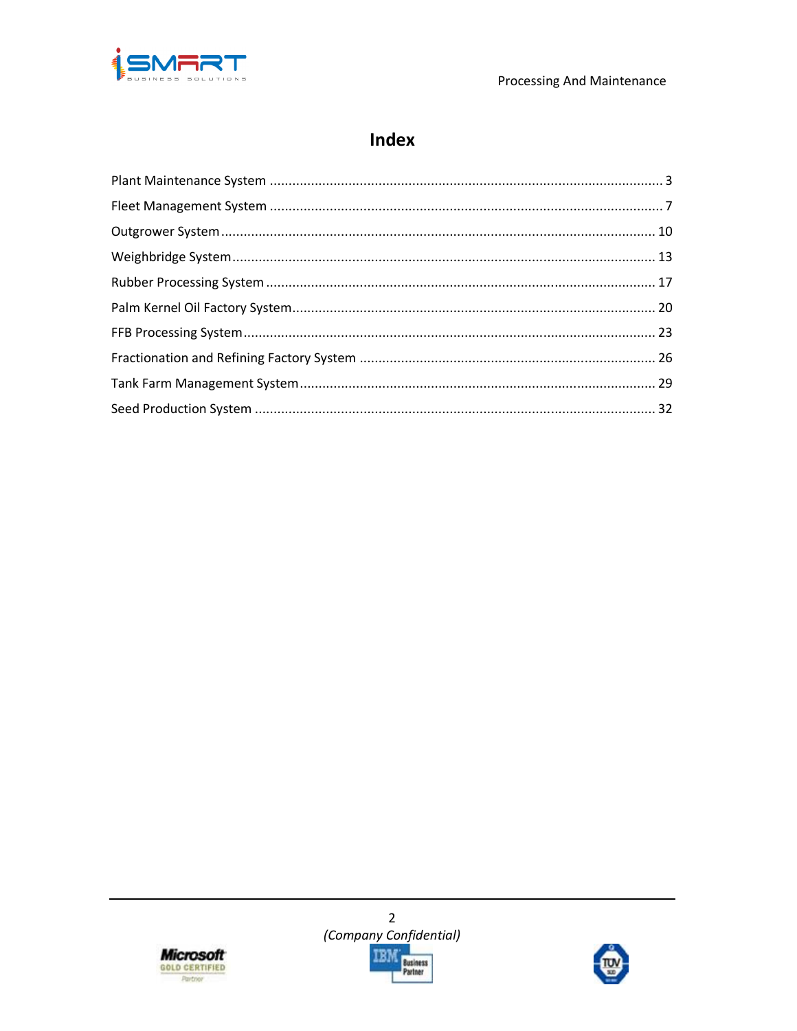# Index

Plant Maintenance System ........................................................................................................ 3

Fleet Management System ........................................................................................................ 7

Outgrower System .................................................................................................................. 10

Weighbridge System ................................................................................................................ 13

Rubber Processing System ....................................................................................................... 17

Palm Kernel Oil Factory System ................................................................................................ 20

FFB Processing System ............................................................................................................. 23

Fractionation and Refining Factory System .............................................................................. 26

Tank Farm Management System .............................................................................................. 29

Seed Production System .......................................................................................................... 32

*(Company Confidential)*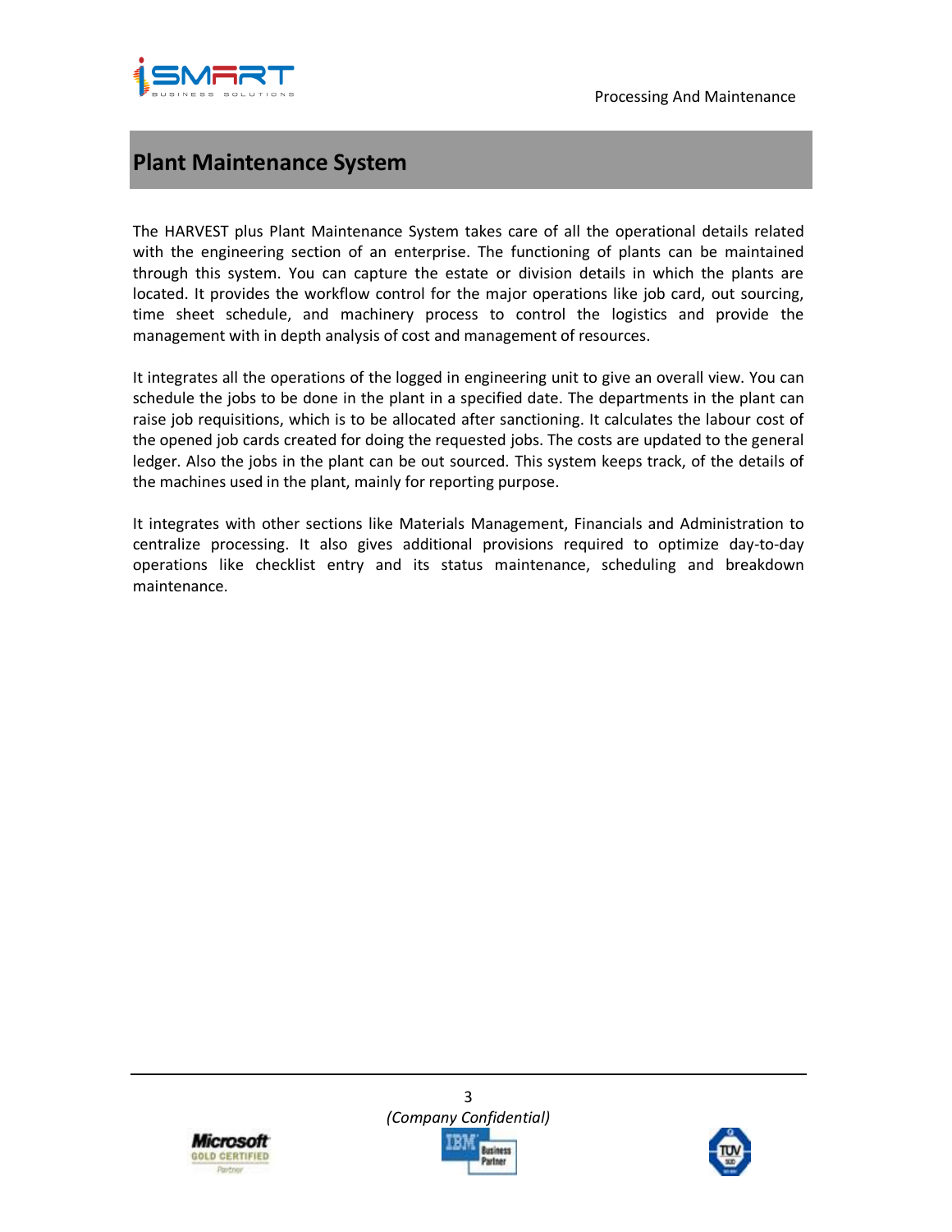## Plant Maintenance System

The HARVEST plus Plant Maintenance System takes care of all the operational details related with the engineering section of an enterprise. The functioning of plants can be maintained through this system. You can capture the estate or division details in which the plants are located. It provides the workflow control for the major operations like job card, out sourcing, time sheet schedule, and machinery process to control the logistics and provide the management with in depth analysis of cost and management of resources.

It integrates all the operations of the logged in engineering unit to give an overall view. You can schedule the jobs to be done in the plant in a specified date. The departments in the plant can raise job requisitions, which is to be allocated after sanctioning. It calculates the labour cost of the opened job cards created for doing the requested jobs. The costs are updated to the general ledger. Also the jobs in the plant can be out sourced. This system keeps track, of the details of the machines used in the plant, mainly for reporting purpose.

It integrates with other sections like Materials Management, Financials and Administration to centralize processing. It also gives additional provisions required to optimize day-to-day operations like checklist entry and its status maintenance, scheduling and breakdown maintenance.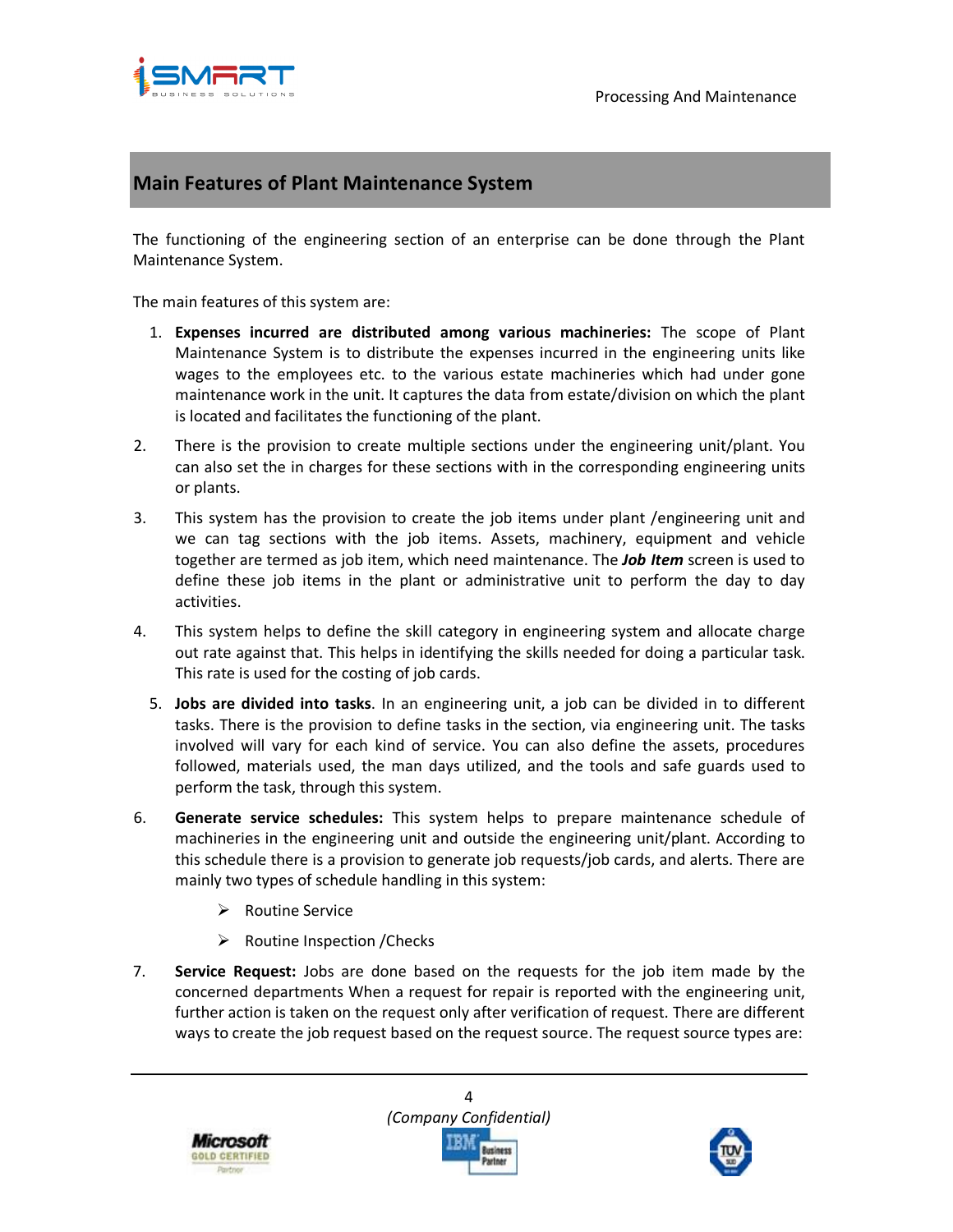## Main Features of Plant Maintenance System

The functioning of the engineering section of an enterprise can be done through the Plant Maintenance System.

The main features of this system are:

1. **Expenses incurred are distributed among various machineries:** The scope of Plant Maintenance System is to distribute the expenses incurred in the engineering units like wages to the employees etc. to the various estate machineries which had under gone maintenance work in the unit. It captures the data from estate/division on which the plant is located and facilitates the functioning of the plant.
2. There is the provision to create multiple sections under the engineering unit/plant. You can also set the in charges for these sections with in the corresponding engineering units or plants.
3. This system has the provision to create the job items under plant /engineering unit and we can tag sections with the job items. Assets, machinery, equipment and vehicle together are termed as job item, which need maintenance. The ***Job Item*** screen is used to define these job items in the plant or administrative unit to perform the day to day activities.
4. This system helps to define the skill category in engineering system and allocate charge out rate against that. This helps in identifying the skills needed for doing a particular task. This rate is used for the costing of job cards.
5. **Jobs are divided into tasks**. In an engineering unit, a job can be divided in to different tasks. There is the provision to define tasks in the section, via engineering unit. The tasks involved will vary for each kind of service. You can also define the assets, procedures followed, materials used, the man days utilized, and the tools and safe guards used to perform the task, through this system.
6. **Generate service schedules:** This system helps to prepare maintenance schedule of machineries in the engineering unit and outside the engineering unit/plant. According to this schedule there is a provision to generate job requests/job cards, and alerts. There are mainly two types of schedule handling in this system:
   - Routine Service
   - Routine Inspection /Checks
7. **Service Request:** Jobs are done based on the requests for the job item made by the concerned departments When a request for repair is reported with the engineering unit, further action is taken on the request only after verification of request. There are different ways to create the job request based on the request source. The request source types are: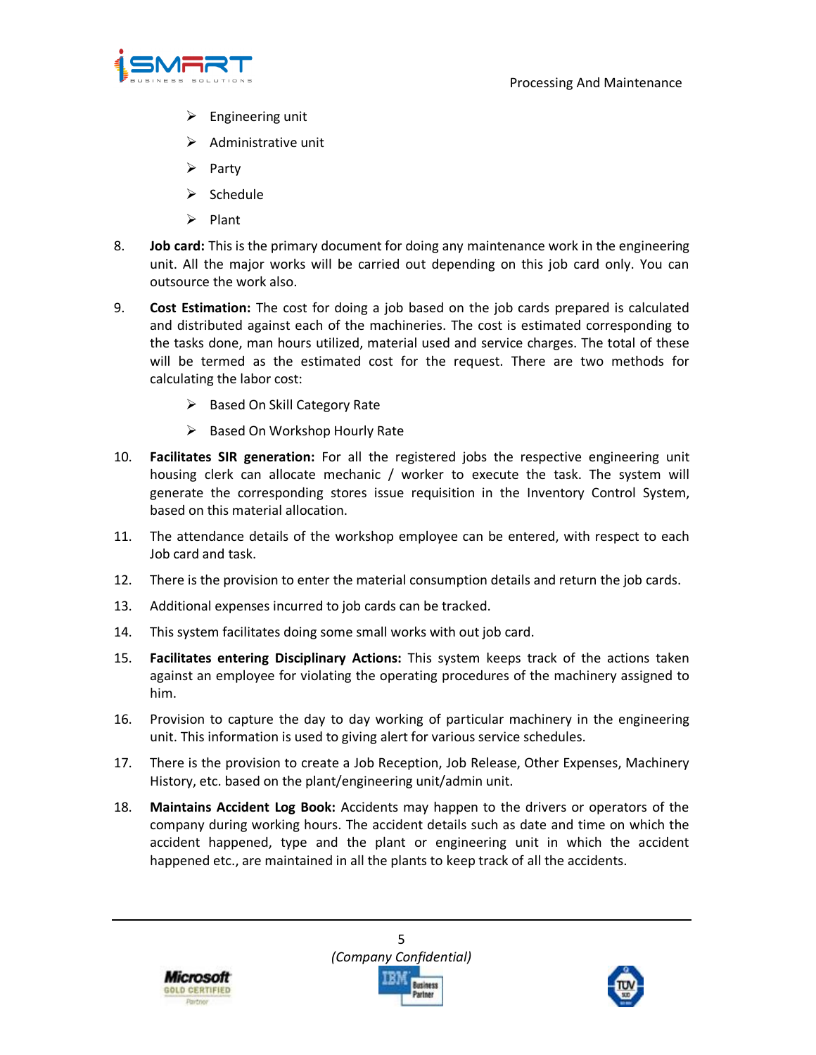- Engineering unit
- Administrative unit
- Party
- Schedule
- Plant

8. **Job card:** This is the primary document for doing any maintenance work in the engineering unit. All the major works will be carried out depending on this job card only. You can outsource the work also.

9. **Cost Estimation:** The cost for doing a job based on the job cards prepared is calculated and distributed against each of the machineries. The cost is estimated corresponding to the tasks done, man hours utilized, material used and service charges. The total of these will be termed as the estimated cost for the request. There are two methods for calculating the labor cost:
   - Based On Skill Category Rate
   - Based On Workshop Hourly Rate

10. **Facilitates SIR generation:** For all the registered jobs the respective engineering unit housing clerk can allocate mechanic / worker to execute the task. The system will generate the corresponding stores issue requisition in the Inventory Control System, based on this material allocation.

11. The attendance details of the workshop employee can be entered, with respect to each Job card and task.

12. There is the provision to enter the material consumption details and return the job cards.

13. Additional expenses incurred to job cards can be tracked.

14. This system facilitates doing some small works with out job card.

15. **Facilitates entering Disciplinary Actions:** This system keeps track of the actions taken against an employee for violating the operating procedures of the machinery assigned to him.

16. Provision to capture the day to day working of particular machinery in the engineering unit. This information is used to giving alert for various service schedules.

17. There is the provision to create a Job Reception, Job Release, Other Expenses, Machinery History, etc. based on the plant/engineering unit/admin unit.

18. **Maintains Accident Log Book:** Accidents may happen to the drivers or operators of the company during working hours. The accident details such as date and time on which the accident happened, type and the plant or engineering unit in which the accident happened etc., are maintained in all the plants to keep track of all the accidents.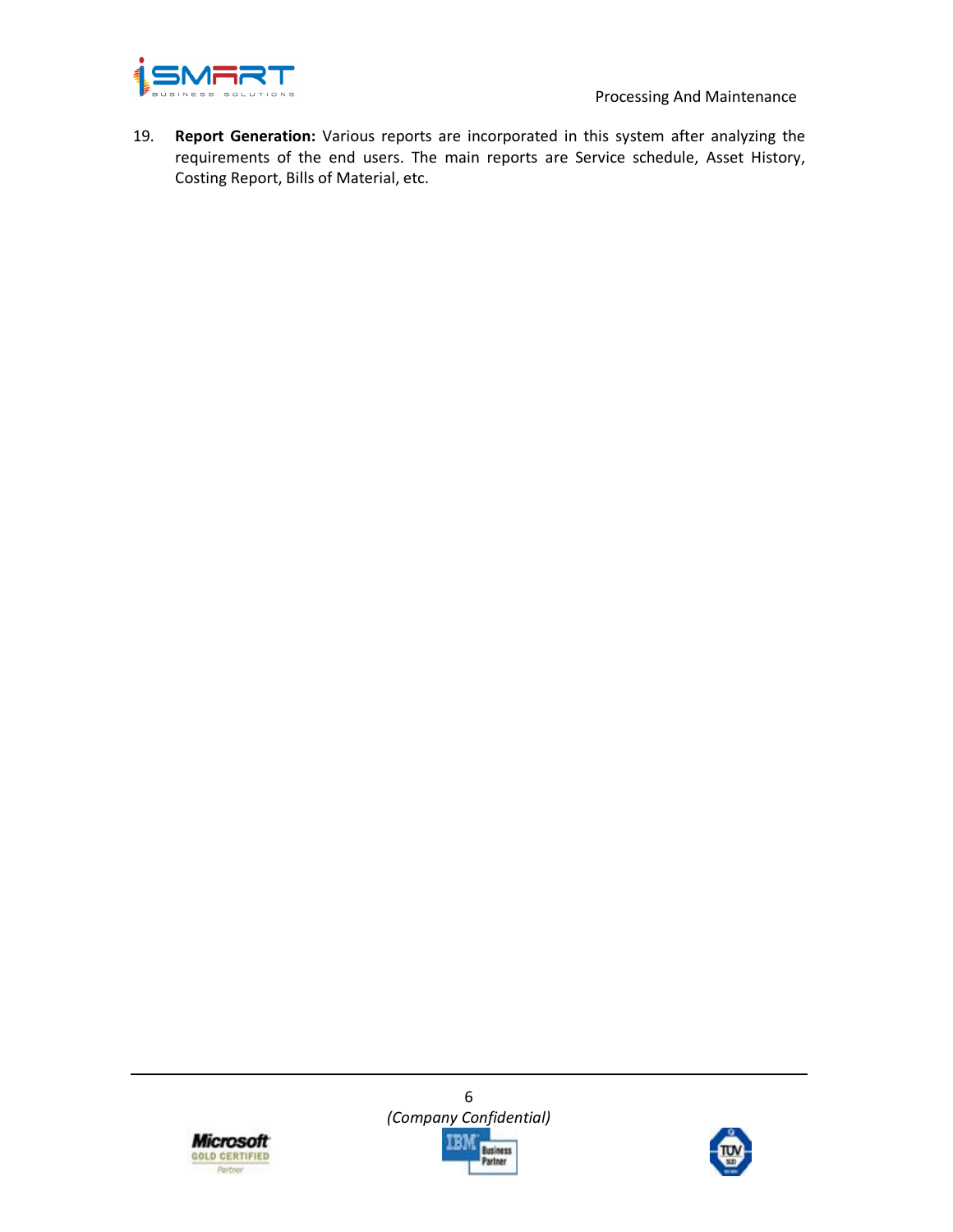19. **Report Generation:** Various reports are incorporated in this system after analyzing the requirements of the end users. The main reports are Service schedule, Asset History, Costing Report, Bills of Material, etc.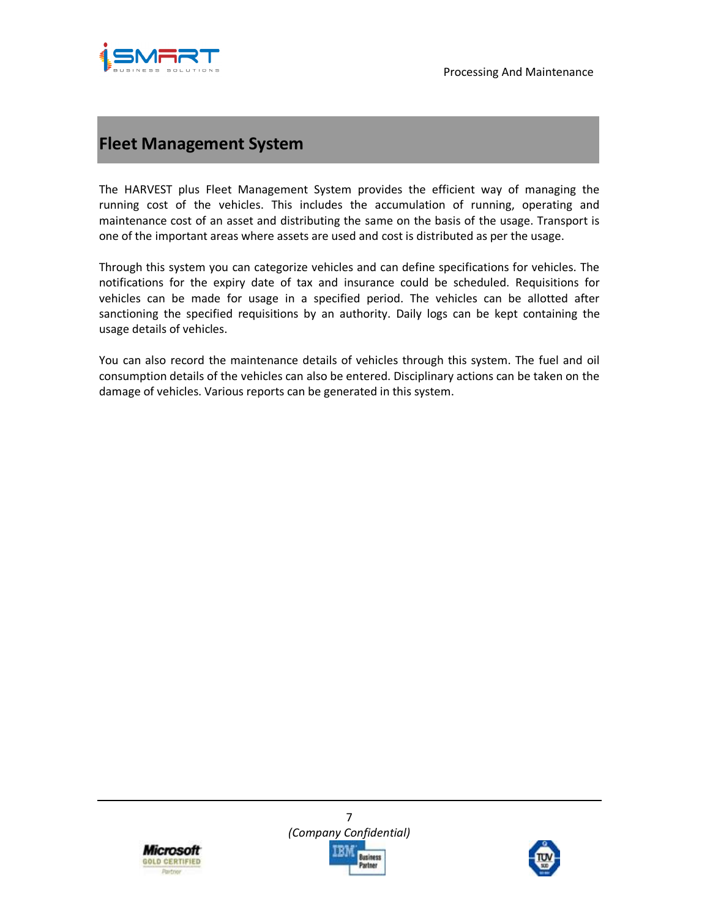# Fleet Management System

The HARVEST plus Fleet Management System provides the efficient way of managing the running cost of the vehicles. This includes the accumulation of running, operating and maintenance cost of an asset and distributing the same on the basis of the usage. Transport is one of the important areas where assets are used and cost is distributed as per the usage.

Through this system you can categorize vehicles and can define specifications for vehicles. The notifications for the expiry date of tax and insurance could be scheduled. Requisitions for vehicles can be made for usage in a specified period. The vehicles can be allotted after sanctioning the specified requisitions by an authority. Daily logs can be kept containing the usage details of vehicles.

You can also record the maintenance details of vehicles through this system. The fuel and oil consumption details of the vehicles can also be entered. Disciplinary actions can be taken on the damage of vehicles. Various reports can be generated in this system.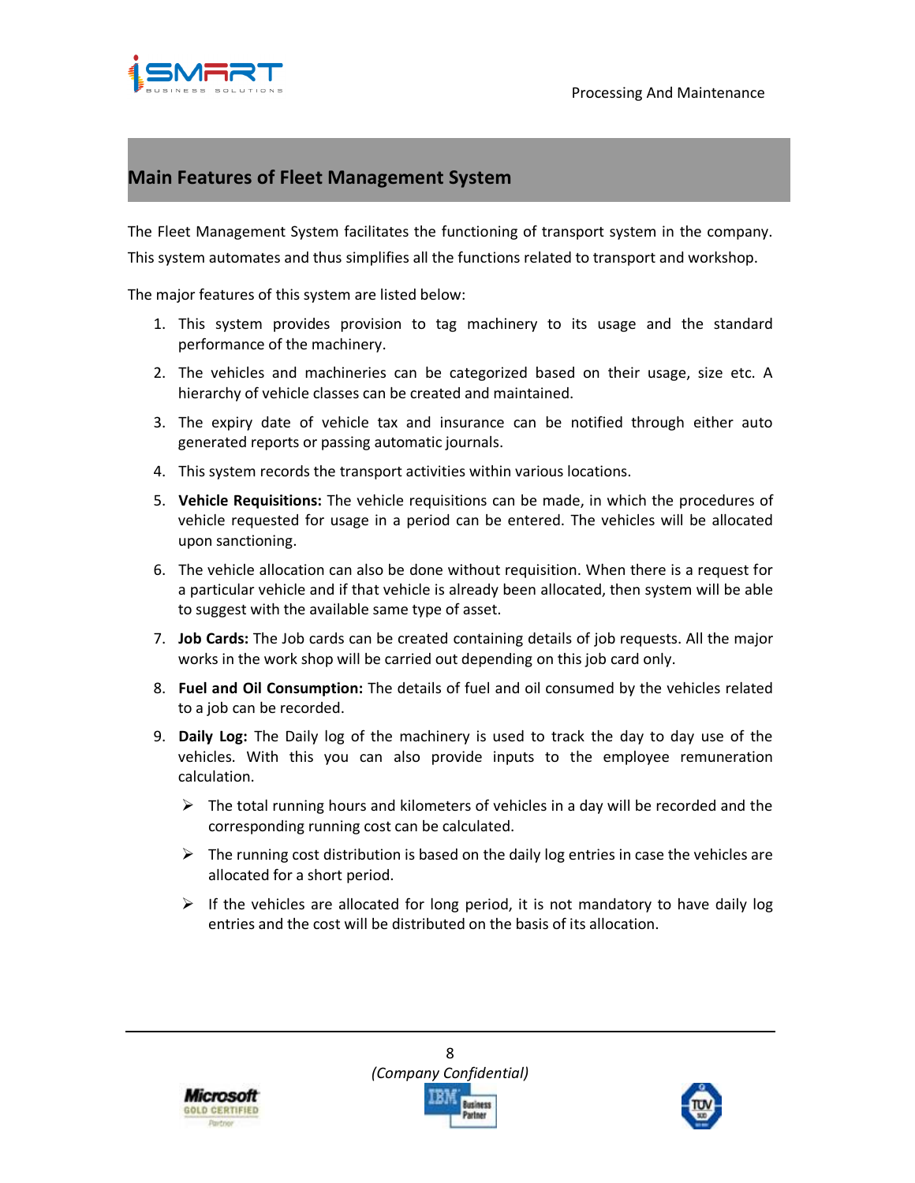## Main Features of Fleet Management System

The Fleet Management System facilitates the functioning of transport system in the company. This system automates and thus simplifies all the functions related to transport and workshop.

The major features of this system are listed below:

1. This system provides provision to tag machinery to its usage and the standard performance of the machinery.
2. The vehicles and machineries can be categorized based on their usage, size etc. A hierarchy of vehicle classes can be created and maintained.
3. The expiry date of vehicle tax and insurance can be notified through either auto generated reports or passing automatic journals.
4. This system records the transport activities within various locations.
5. **Vehicle Requisitions:** The vehicle requisitions can be made, in which the procedures of vehicle requested for usage in a period can be entered. The vehicles will be allocated upon sanctioning.
6. The vehicle allocation can also be done without requisition. When there is a request for a particular vehicle and if that vehicle is already been allocated, then system will be able to suggest with the available same type of asset.
7. **Job Cards:** The Job cards can be created containing details of job requests. All the major works in the work shop will be carried out depending on this job card only.
8. **Fuel and Oil Consumption:** The details of fuel and oil consumed by the vehicles related to a job can be recorded.
9. **Daily Log:** The Daily log of the machinery is used to track the day to day use of the vehicles. With this you can also provide inputs to the employee remuneration calculation.
   - The total running hours and kilometers of vehicles in a day will be recorded and the corresponding running cost can be calculated.
   - The running cost distribution is based on the daily log entries in case the vehicles are allocated for a short period.
   - If the vehicles are allocated for long period, it is not mandatory to have daily log entries and the cost will be distributed on the basis of its allocation.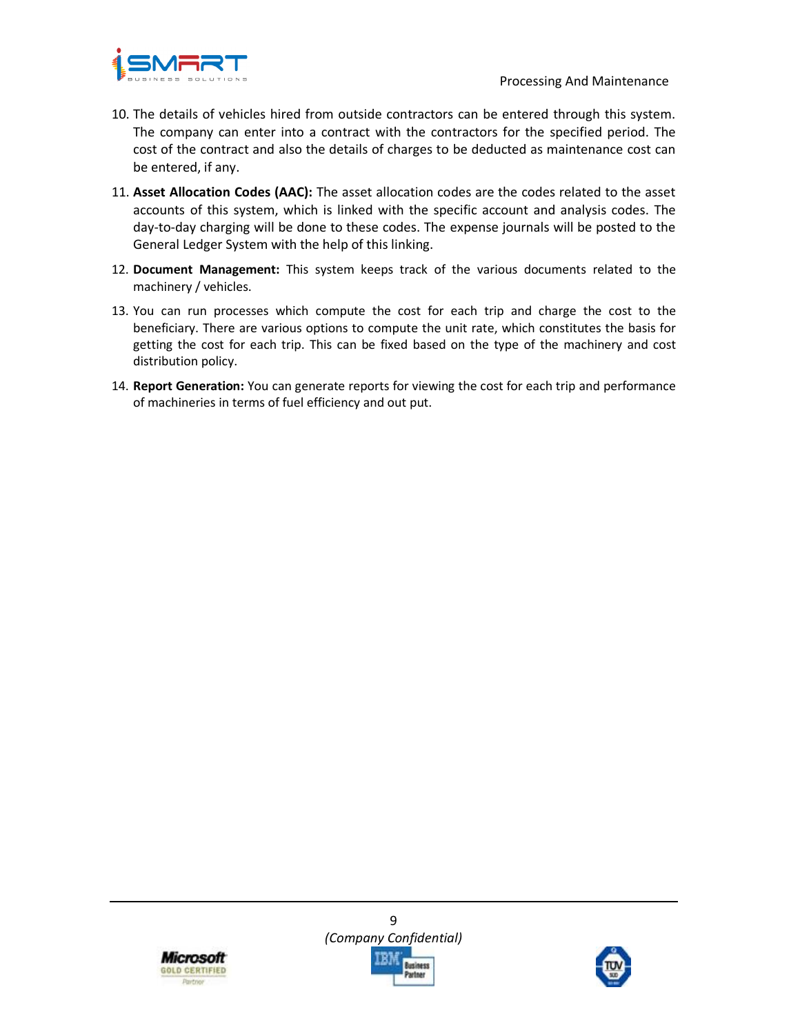10. The details of vehicles hired from outside contractors can be entered through this system. The company can enter into a contract with the contractors for the specified period. The cost of the contract and also the details of charges to be deducted as maintenance cost can be entered, if any.
11. **Asset Allocation Codes (AAC):** The asset allocation codes are the codes related to the asset accounts of this system, which is linked with the specific account and analysis codes. The day-to-day charging will be done to these codes. The expense journals will be posted to the General Ledger System with the help of this linking.
12. **Document Management:** This system keeps track of the various documents related to the machinery / vehicles.
13. You can run processes which compute the cost for each trip and charge the cost to the beneficiary. There are various options to compute the unit rate, which constitutes the basis for getting the cost for each trip. This can be fixed based on the type of the machinery and cost distribution policy.
14. **Report Generation:** You can generate reports for viewing the cost for each trip and performance of machineries in terms of fuel efficiency and out put.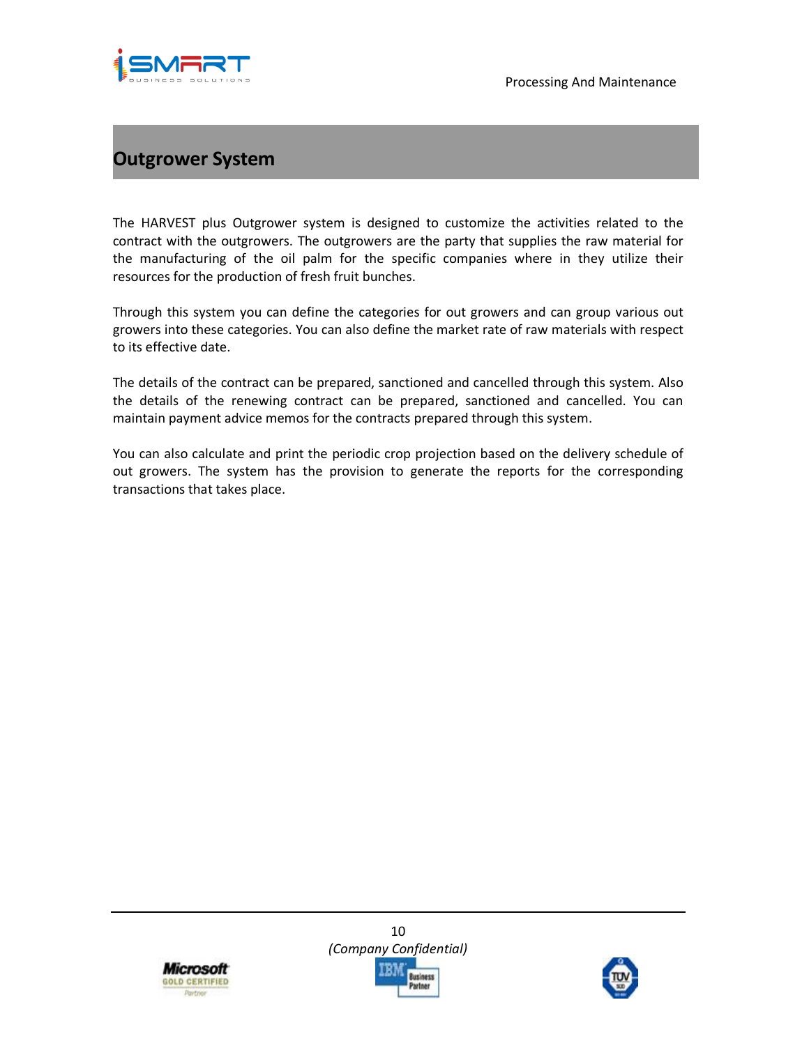# Outgrower System

The HARVEST plus Outgrower system is designed to customize the activities related to the contract with the outgrowers. The outgrowers are the party that supplies the raw material for the manufacturing of the oil palm for the specific companies where in they utilize their resources for the production of fresh fruit bunches.

Through this system you can define the categories for out growers and can group various out growers into these categories. You can also define the market rate of raw materials with respect to its effective date.

The details of the contract can be prepared, sanctioned and cancelled through this system. Also the details of the renewing contract can be prepared, sanctioned and cancelled. You can maintain payment advice memos for the contracts prepared through this system.

You can also calculate and print the periodic crop projection based on the delivery schedule of out growers. The system has the provision to generate the reports for the corresponding transactions that takes place.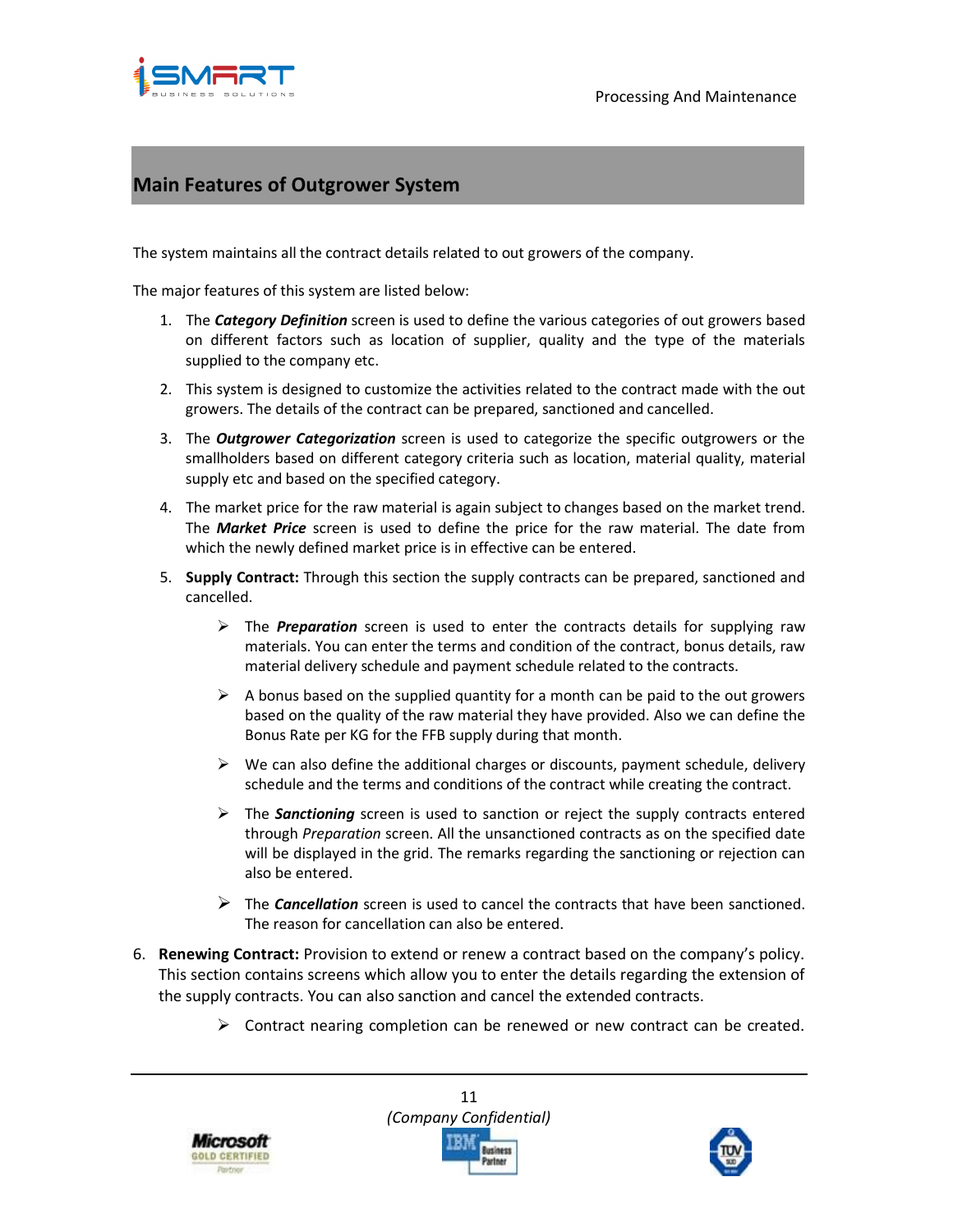## Main Features of Outgrower System

The system maintains all the contract details related to out growers of the company.

The major features of this system are listed below:

1. The ***Category Definition*** screen is used to define the various categories of out growers based on different factors such as location of supplier, quality and the type of the materials supplied to the company etc.
2. This system is designed to customize the activities related to the contract made with the out growers. The details of the contract can be prepared, sanctioned and cancelled.
3. The ***Outgrower Categorization*** screen is used to categorize the specific outgrowers or the smallholders based on different category criteria such as location, material quality, material supply etc and based on the specified category.
4. The market price for the raw material is again subject to changes based on the market trend. The ***Market Price*** screen is used to define the price for the raw material. The date from which the newly defined market price is in effective can be entered.
5. **Supply Contract:** Through this section the supply contracts can be prepared, sanctioned and cancelled.
    - The ***Preparation*** screen is used to enter the contracts details for supplying raw materials. You can enter the terms and condition of the contract, bonus details, raw material delivery schedule and payment schedule related to the contracts.
    - A bonus based on the supplied quantity for a month can be paid to the out growers based on the quality of the raw material they have provided. Also we can define the Bonus Rate per KG for the FFB supply during that month.
    - We can also define the additional charges or discounts, payment schedule, delivery schedule and the terms and conditions of the contract while creating the contract.
    - The ***Sanctioning*** screen is used to sanction or reject the supply contracts entered through *Preparation* screen. All the unsanctioned contracts as on the specified date will be displayed in the grid. The remarks regarding the sanctioning or rejection can also be entered.
    - The ***Cancellation*** screen is used to cancel the contracts that have been sanctioned. The reason for cancellation can also be entered.
6. **Renewing Contract:** Provision to extend or renew a contract based on the company's policy. This section contains screens which allow you to enter the details regarding the extension of the supply contracts. You can also sanction and cancel the extended contracts.
    - Contract nearing completion can be renewed or new contract can be created.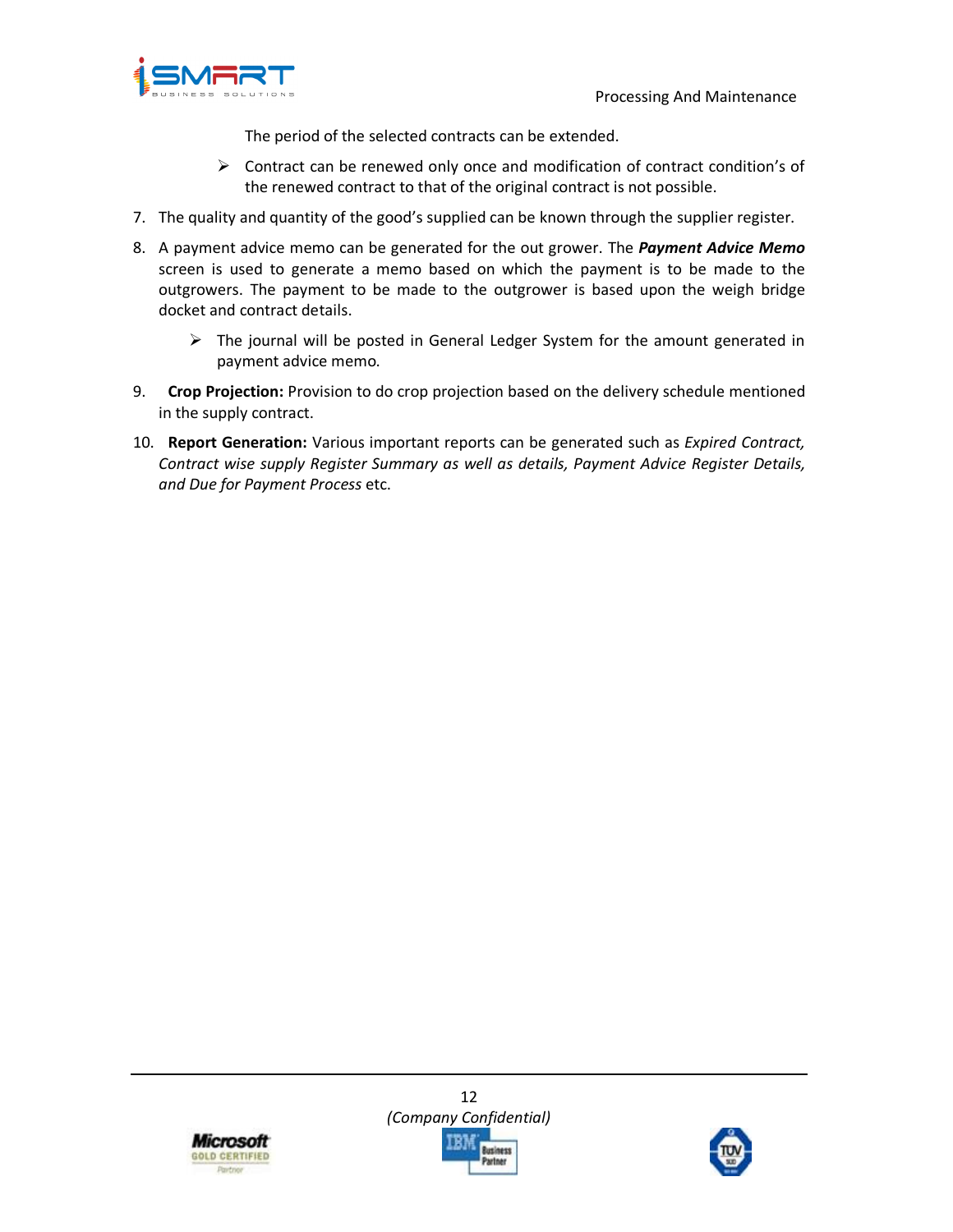The period of the selected contracts can be extended.

- Contract can be renewed only once and modification of contract condition's of the renewed contract to that of the original contract is not possible.

7. The quality and quantity of the good's supplied can be known through the supplier register.
8. A payment advice memo can be generated for the out grower. The ***Payment Advice Memo*** screen is used to generate a memo based on which the payment is to be made to the outgrowers. The payment to be made to the outgrower is based upon the weigh bridge docket and contract details.
    - The journal will be posted in General Ledger System for the amount generated in payment advice memo.
9. **Crop Projection:** Provision to do crop projection based on the delivery schedule mentioned in the supply contract.
10. **Report Generation:** Various important reports can be generated such as *Expired Contract, Contract wise supply Register Summary as well as details, Payment Advice Register Details, and Due for Payment Process* etc.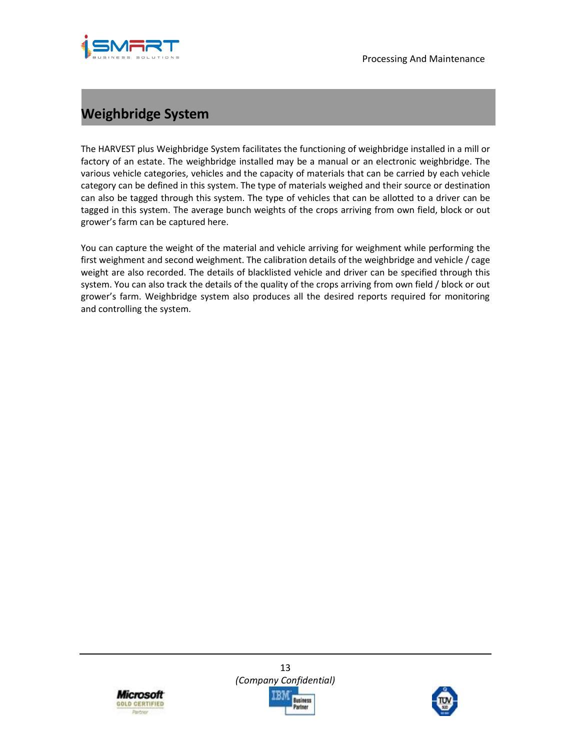# Weighbridge System

The HARVEST plus Weighbridge System facilitates the functioning of weighbridge installed in a mill or factory of an estate. The weighbridge installed may be a manual or an electronic weighbridge. The various vehicle categories, vehicles and the capacity of materials that can be carried by each vehicle category can be defined in this system. The type of materials weighed and their source or destination can also be tagged through this system. The type of vehicles that can be allotted to a driver can be tagged in this system. The average bunch weights of the crops arriving from own field, block or out grower's farm can be captured here.

You can capture the weight of the material and vehicle arriving for weighment while performing the first weighment and second weighment. The calibration details of the weighbridge and vehicle / cage weight are also recorded. The details of blacklisted vehicle and driver can be specified through this system. You can also track the details of the quality of the crops arriving from own field / block or out grower's farm. Weighbridge system also produces all the desired reports required for monitoring and controlling the system.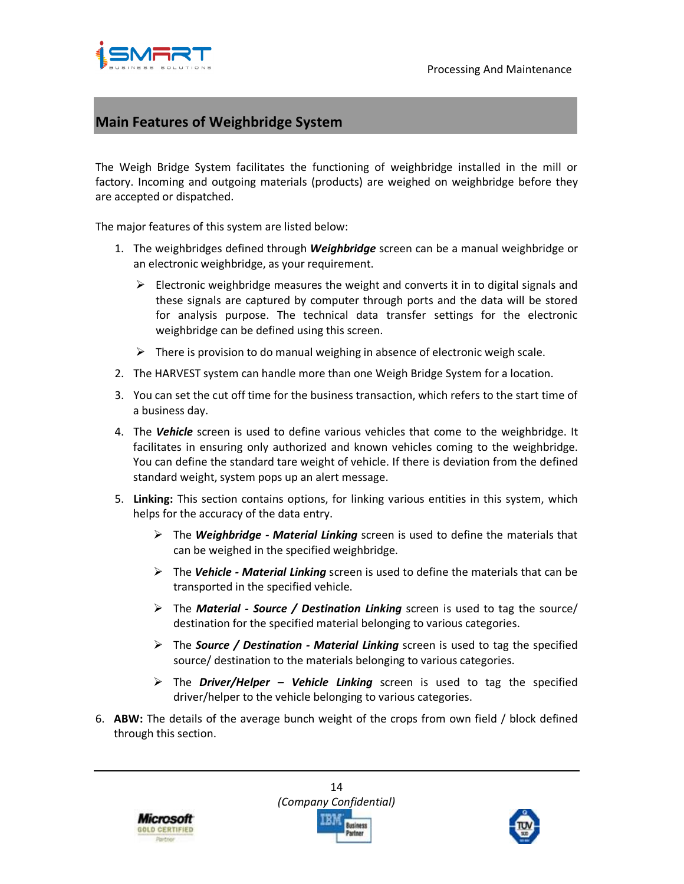## Main Features of Weighbridge System

The Weigh Bridge System facilitates the functioning of weighbridge installed in the mill or factory. Incoming and outgoing materials (products) are weighed on weighbridge before they are accepted or dispatched.

The major features of this system are listed below:

1. The weighbridges defined through ***Weighbridge*** screen can be a manual weighbridge or an electronic weighbridge, as your requirement.
   - Electronic weighbridge measures the weight and converts it in to digital signals and these signals are captured by computer through ports and the data will be stored for analysis purpose. The technical data transfer settings for the electronic weighbridge can be defined using this screen.
   - There is provision to do manual weighing in absence of electronic weigh scale.
2. The HARVEST system can handle more than one Weigh Bridge System for a location.
3. You can set the cut off time for the business transaction, which refers to the start time of a business day.
4. The ***Vehicle*** screen is used to define various vehicles that come to the weighbridge. It facilitates in ensuring only authorized and known vehicles coming to the weighbridge. You can define the standard tare weight of vehicle. If there is deviation from the defined standard weight, system pops up an alert message.
5. **Linking:** This section contains options, for linking various entities in this system, which helps for the accuracy of the data entry.
   - The ***Weighbridge - Material Linking*** screen is used to define the materials that can be weighed in the specified weighbridge.
   - The ***Vehicle - Material Linking*** screen is used to define the materials that can be transported in the specified vehicle.
   - The ***Material - Source / Destination Linking*** screen is used to tag the source/ destination for the specified material belonging to various categories.
   - The ***Source / Destination - Material Linking*** screen is used to tag the specified source/ destination to the materials belonging to various categories.
   - The ***Driver/Helper – Vehicle Linking*** screen is used to tag the specified driver/helper to the vehicle belonging to various categories.
6. **ABW:** The details of the average bunch weight of the crops from own field / block defined through this section.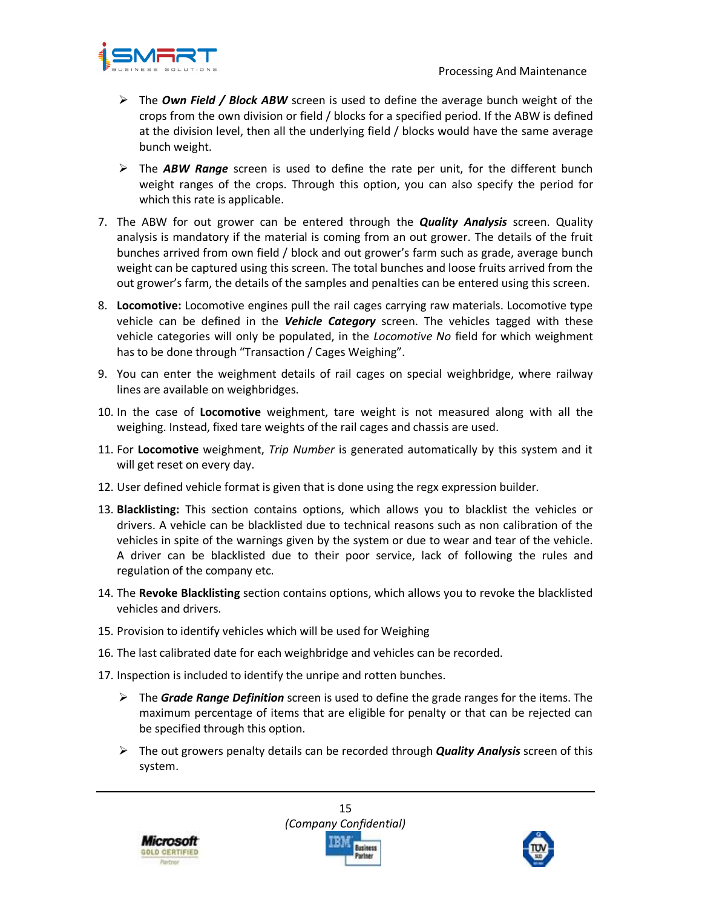- The ***Own Field / Block ABW*** screen is used to define the average bunch weight of the crops from the own division or field / blocks for a specified period. If the ABW is defined at the division level, then all the underlying field / blocks would have the same average bunch weight.
- The ***ABW Range*** screen is used to define the rate per unit, for the different bunch weight ranges of the crops. Through this option, you can also specify the period for which this rate is applicable.

7. The ABW for out grower can be entered through the ***Quality Analysis*** screen. Quality analysis is mandatory if the material is coming from an out grower. The details of the fruit bunches arrived from own field / block and out grower's farm such as grade, average bunch weight can be captured using this screen. The total bunches and loose fruits arrived from the out grower's farm, the details of the samples and penalties can be entered using this screen.
8. **Locomotive:** Locomotive engines pull the rail cages carrying raw materials. Locomotive type vehicle can be defined in the ***Vehicle Category*** screen. The vehicles tagged with these vehicle categories will only be populated, in the *Locomotive No* field for which weighment has to be done through "Transaction / Cages Weighing".
9. You can enter the weighment details of rail cages on special weighbridge, where railway lines are available on weighbridges.
10. In the case of **Locomotive** weighment, tare weight is not measured along with all the weighing. Instead, fixed tare weights of the rail cages and chassis are used.
11. For **Locomotive** weighment, *Trip Number* is generated automatically by this system and it will get reset on every day.
12. User defined vehicle format is given that is done using the regx expression builder.
13. **Blacklisting:** This section contains options, which allows you to blacklist the vehicles or drivers. A vehicle can be blacklisted due to technical reasons such as non calibration of the vehicles in spite of the warnings given by the system or due to wear and tear of the vehicle. A driver can be blacklisted due to their poor service, lack of following the rules and regulation of the company etc.
14. The **Revoke Blacklisting** section contains options, which allows you to revoke the blacklisted vehicles and drivers.
15. Provision to identify vehicles which will be used for Weighing
16. The last calibrated date for each weighbridge and vehicles can be recorded.
17. Inspection is included to identify the unripe and rotten bunches.
    - The ***Grade Range Definition*** screen is used to define the grade ranges for the items. The maximum percentage of items that are eligible for penalty or that can be rejected can be specified through this option.
    - The out growers penalty details can be recorded through ***Quality Analysis*** screen of this system.

*(Company Confidential)*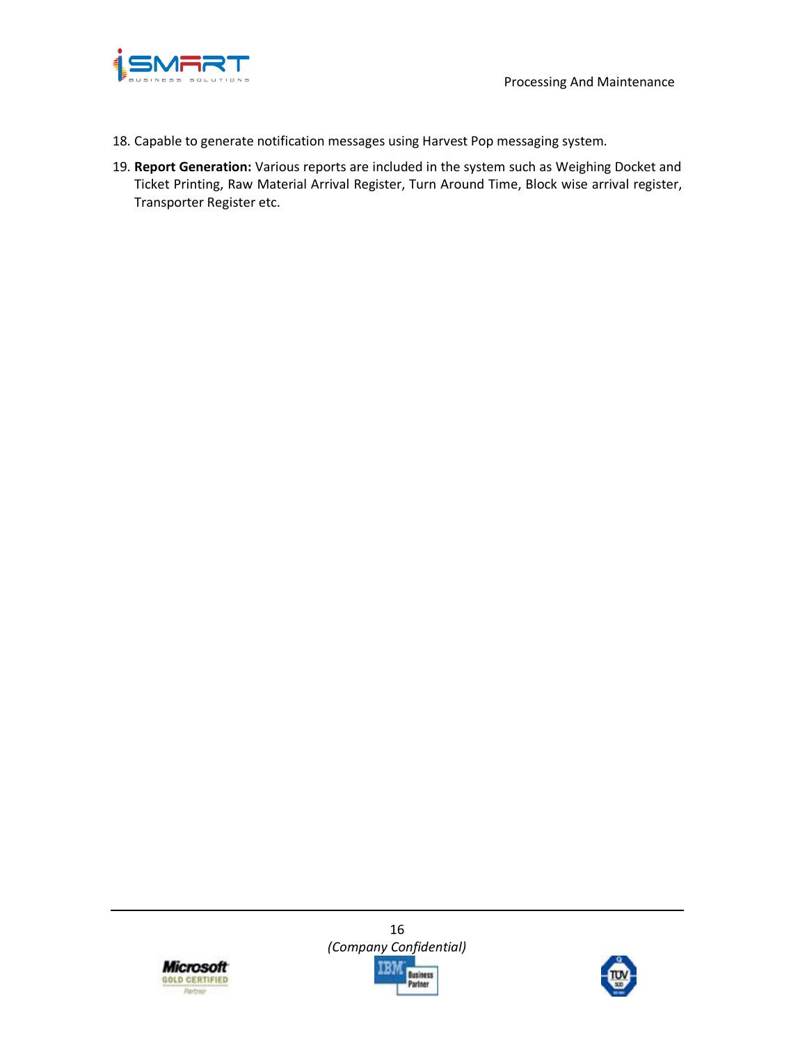18. Capable to generate notification messages using Harvest Pop messaging system.
19. **Report Generation:** Various reports are included in the system such as Weighing Docket and Ticket Printing, Raw Material Arrival Register, Turn Around Time, Block wise arrival register, Transporter Register etc.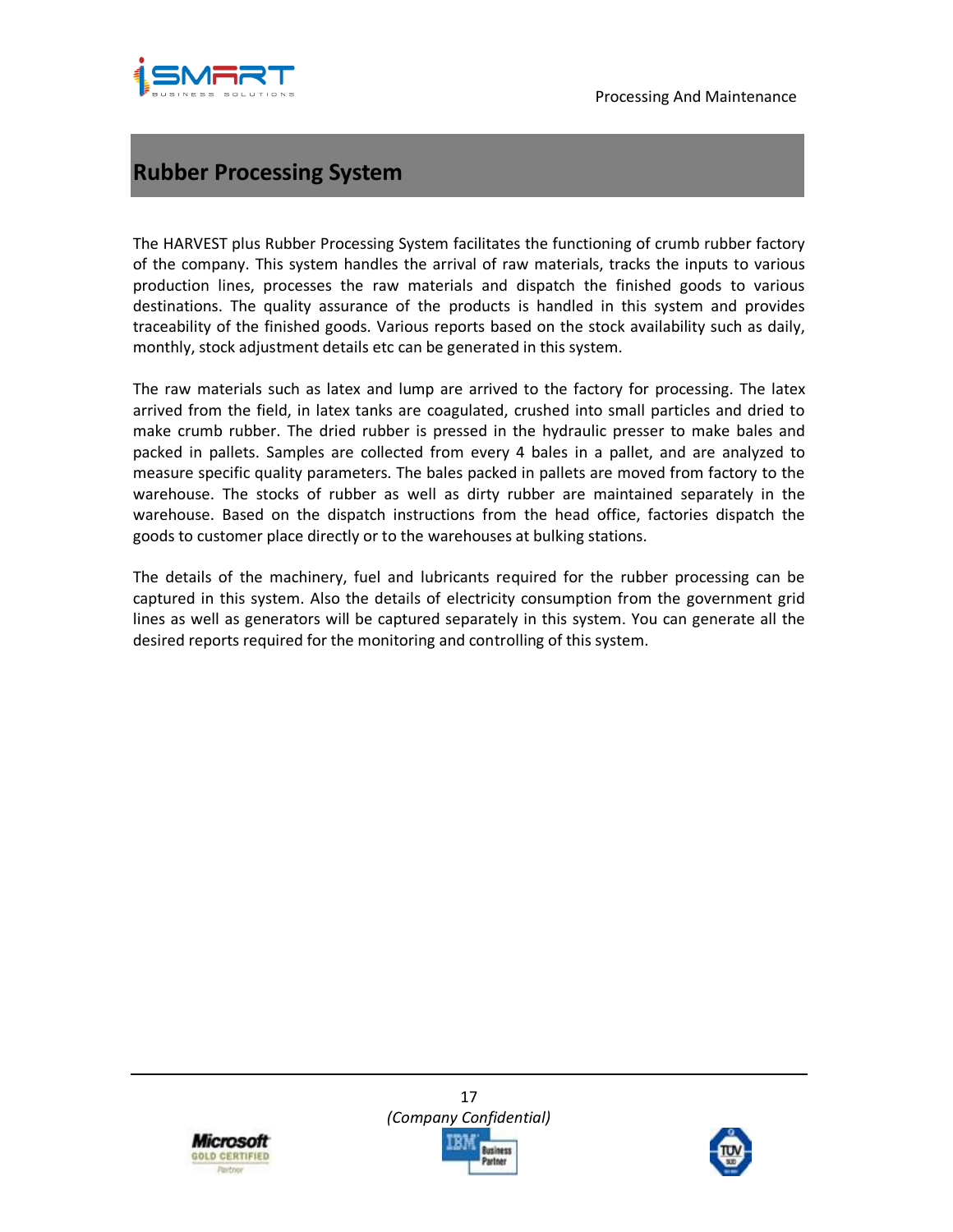## Rubber Processing System

The HARVEST plus Rubber Processing System facilitates the functioning of crumb rubber factory of the company. This system handles the arrival of raw materials, tracks the inputs to various production lines, processes the raw materials and dispatch the finished goods to various destinations. The quality assurance of the products is handled in this system and provides traceability of the finished goods. Various reports based on the stock availability such as daily, monthly, stock adjustment details etc can be generated in this system.

The raw materials such as latex and lump are arrived to the factory for processing. The latex arrived from the field, in latex tanks are coagulated, crushed into small particles and dried to make crumb rubber. The dried rubber is pressed in the hydraulic presser to make bales and packed in pallets. Samples are collected from every 4 bales in a pallet, and are analyzed to measure specific quality parameters. The bales packed in pallets are moved from factory to the warehouse. The stocks of rubber as well as dirty rubber are maintained separately in the warehouse. Based on the dispatch instructions from the head office, factories dispatch the goods to customer place directly or to the warehouses at bulking stations.

The details of the machinery, fuel and lubricants required for the rubber processing can be captured in this system. Also the details of electricity consumption from the government grid lines as well as generators will be captured separately in this system. You can generate all the desired reports required for the monitoring and controlling of this system.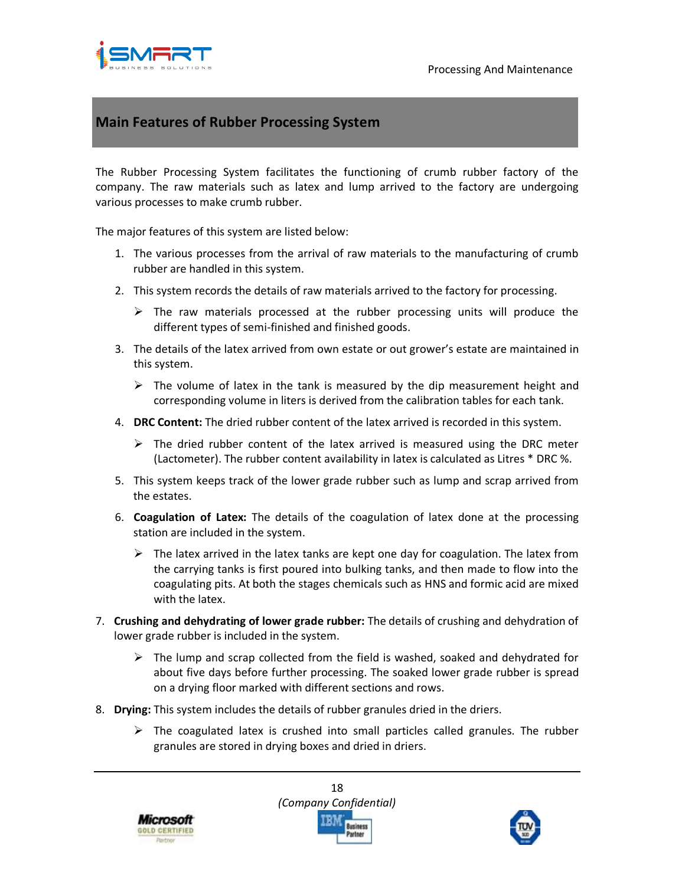## Main Features of Rubber Processing System

The Rubber Processing System facilitates the functioning of crumb rubber factory of the company. The raw materials such as latex and lump arrived to the factory are undergoing various processes to make crumb rubber.

The major features of this system are listed below:

1. The various processes from the arrival of raw materials to the manufacturing of crumb rubber are handled in this system.
2. This system records the details of raw materials arrived to the factory for processing.
   - The raw materials processed at the rubber processing units will produce the different types of semi-finished and finished goods.
3. The details of the latex arrived from own estate or out grower's estate are maintained in this system.
   - The volume of latex in the tank is measured by the dip measurement height and corresponding volume in liters is derived from the calibration tables for each tank.
4. **DRC Content:** The dried rubber content of the latex arrived is recorded in this system.
   - The dried rubber content of the latex arrived is measured using the DRC meter (Lactometer). The rubber content availability in latex is calculated as Litres * DRC %.
5. This system keeps track of the lower grade rubber such as lump and scrap arrived from the estates.
6. **Coagulation of Latex:** The details of the coagulation of latex done at the processing station are included in the system.
   - The latex arrived in the latex tanks are kept one day for coagulation. The latex from the carrying tanks is first poured into bulking tanks, and then made to flow into the coagulating pits. At both the stages chemicals such as HNS and formic acid are mixed with the latex.
7. **Crushing and dehydrating of lower grade rubber:** The details of crushing and dehydration of lower grade rubber is included in the system.
   - The lump and scrap collected from the field is washed, soaked and dehydrated for about five days before further processing. The soaked lower grade rubber is spread on a drying floor marked with different sections and rows.
8. **Drying:** This system includes the details of rubber granules dried in the driers.
   - The coagulated latex is crushed into small particles called granules. The rubber granules are stored in drying boxes and dried in driers.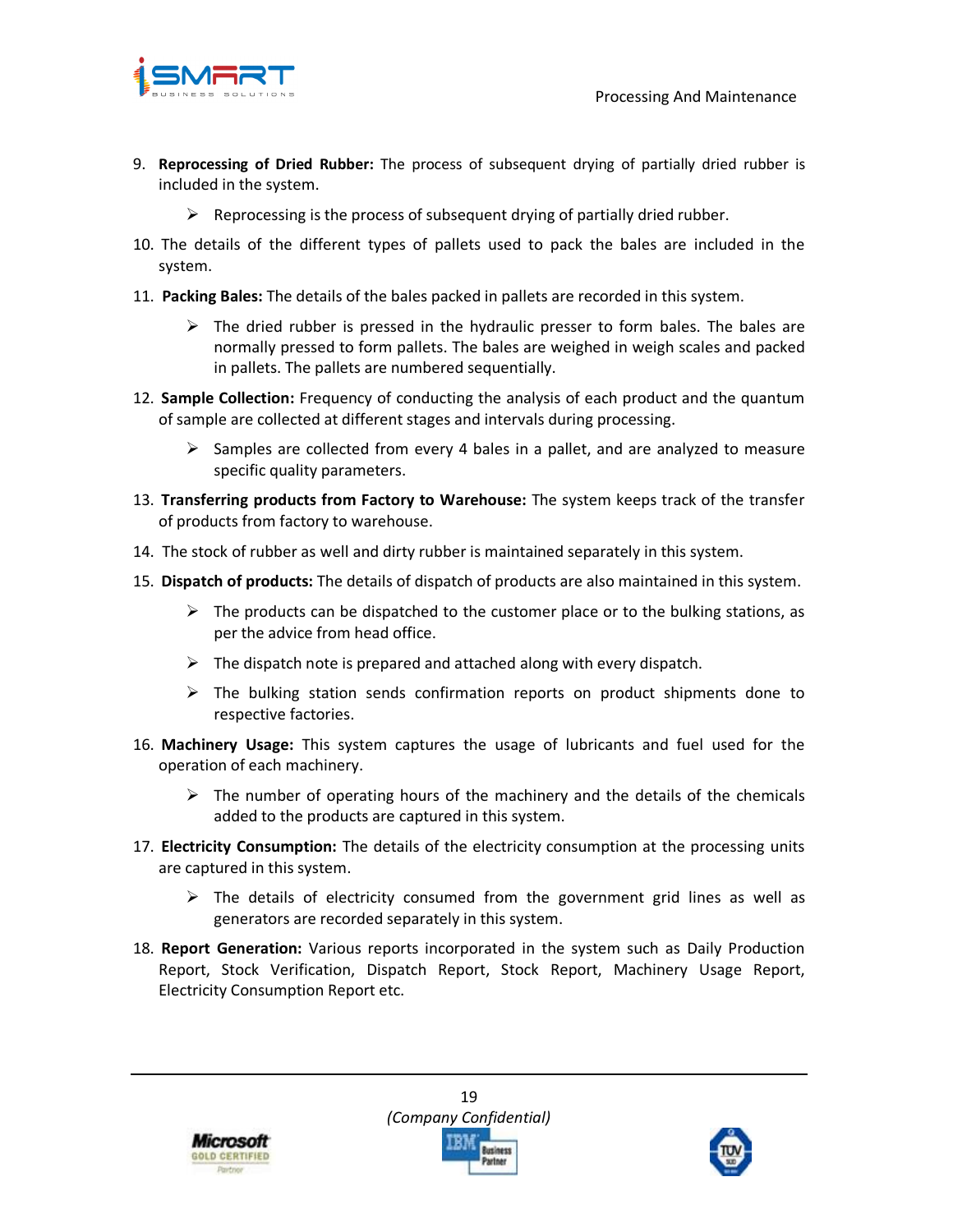9. **Reprocessing of Dried Rubber:** The process of subsequent drying of partially dried rubber is included in the system.
    - Reprocessing is the process of subsequent drying of partially dried rubber.
10. The details of the different types of pallets used to pack the bales are included in the system.
11. **Packing Bales:** The details of the bales packed in pallets are recorded in this system.
    - The dried rubber is pressed in the hydraulic presser to form bales. The bales are normally pressed to form pallets. The bales are weighed in weigh scales and packed in pallets. The pallets are numbered sequentially.
12. **Sample Collection:** Frequency of conducting the analysis of each product and the quantum of sample are collected at different stages and intervals during processing.
    - Samples are collected from every 4 bales in a pallet, and are analyzed to measure specific quality parameters.
13. **Transferring products from Factory to Warehouse:** The system keeps track of the transfer of products from factory to warehouse.
14. The stock of rubber as well and dirty rubber is maintained separately in this system.
15. **Dispatch of products:** The details of dispatch of products are also maintained in this system.
    - The products can be dispatched to the customer place or to the bulking stations, as per the advice from head office.
    - The dispatch note is prepared and attached along with every dispatch.
    - The bulking station sends confirmation reports on product shipments done to respective factories.
16. **Machinery Usage:** This system captures the usage of lubricants and fuel used for the operation of each machinery.
    - The number of operating hours of the machinery and the details of the chemicals added to the products are captured in this system.
17. **Electricity Consumption:** The details of the electricity consumption at the processing units are captured in this system.
    - The details of electricity consumed from the government grid lines as well as generators are recorded separately in this system.
18. **Report Generation:** Various reports incorporated in the system such as Daily Production Report, Stock Verification, Dispatch Report, Stock Report, Machinery Usage Report, Electricity Consumption Report etc.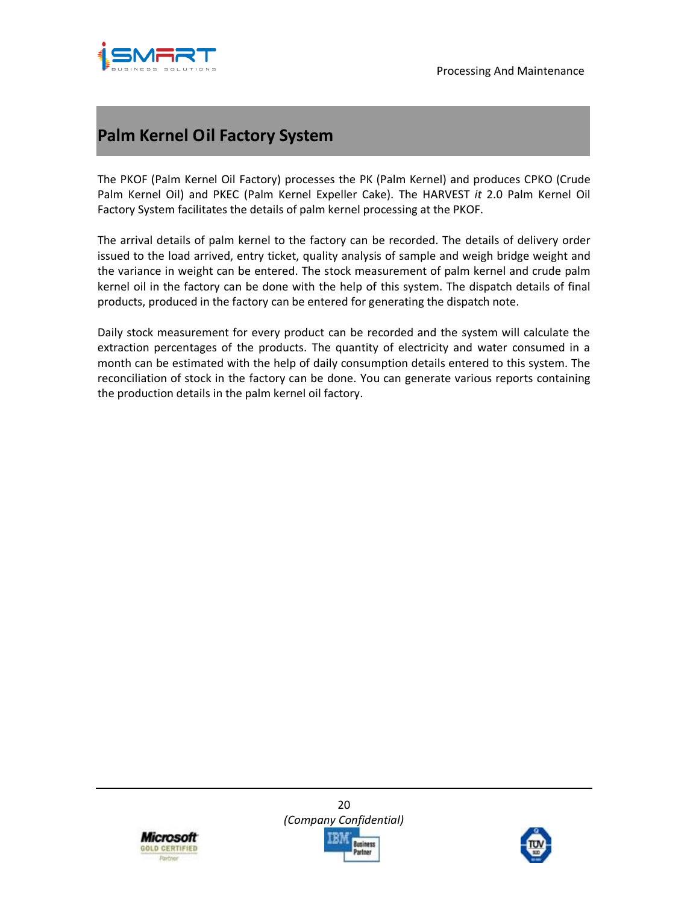## Palm Kernel Oil Factory System

The PKOF (Palm Kernel Oil Factory) processes the PK (Palm Kernel) and produces CPKO (Crude Palm Kernel Oil) and PKEC (Palm Kernel Expeller Cake). The HARVEST *it* 2.0 Palm Kernel Oil Factory System facilitates the details of palm kernel processing at the PKOF.

The arrival details of palm kernel to the factory can be recorded. The details of delivery order issued to the load arrived, entry ticket, quality analysis of sample and weigh bridge weight and the variance in weight can be entered. The stock measurement of palm kernel and crude palm kernel oil in the factory can be done with the help of this system. The dispatch details of final products, produced in the factory can be entered for generating the dispatch note.

Daily stock measurement for every product can be recorded and the system will calculate the extraction percentages of the products. The quantity of electricity and water consumed in a month can be estimated with the help of daily consumption details entered to this system. The reconciliation of stock in the factory can be done. You can generate various reports containing the production details in the palm kernel oil factory.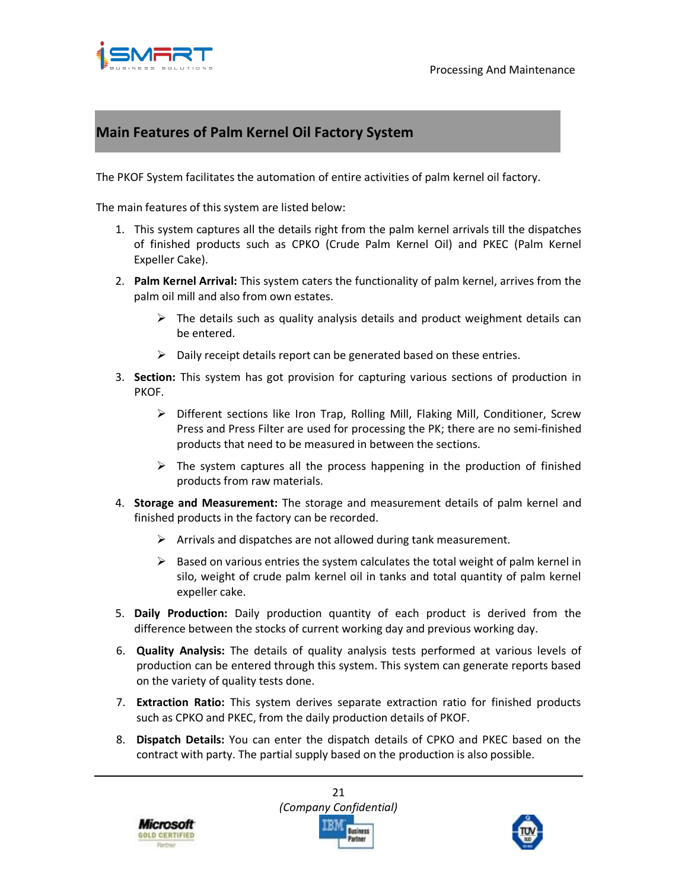## Main Features of Palm Kernel Oil Factory System

The PKOF System facilitates the automation of entire activities of palm kernel oil factory.

The main features of this system are listed below:

1. This system captures all the details right from the palm kernel arrivals till the dispatches of finished products such as CPKO (Crude Palm Kernel Oil) and PKEC (Palm Kernel Expeller Cake).
2. **Palm Kernel Arrival:** This system caters the functionality of palm kernel, arrives from the palm oil mill and also from own estates.
   - The details such as quality analysis details and product weighment details can be entered.
   - Daily receipt details report can be generated based on these entries.
3. **Section:** This system has got provision for capturing various sections of production in PKOF.
   - Different sections like Iron Trap, Rolling Mill, Flaking Mill, Conditioner, Screw Press and Press Filter are used for processing the PK; there are no semi-finished products that need to be measured in between the sections.
   - The system captures all the process happening in the production of finished products from raw materials.
4. **Storage and Measurement:** The storage and measurement details of palm kernel and finished products in the factory can be recorded.
   - Arrivals and dispatches are not allowed during tank measurement.
   - Based on various entries the system calculates the total weight of palm kernel in silo, weight of crude palm kernel oil in tanks and total quantity of palm kernel expeller cake.
5. **Daily Production:** Daily production quantity of each product is derived from the difference between the stocks of current working day and previous working day.
6. **Quality Analysis:** The details of quality analysis tests performed at various levels of production can be entered through this system. This system can generate reports based on the variety of quality tests done.
7. **Extraction Ratio:** This system derives separate extraction ratio for finished products such as CPKO and PKEC, from the daily production details of PKOF.
8. **Dispatch Details:** You can enter the dispatch details of CPKO and PKEC based on the contract with party. The partial supply based on the production is also possible.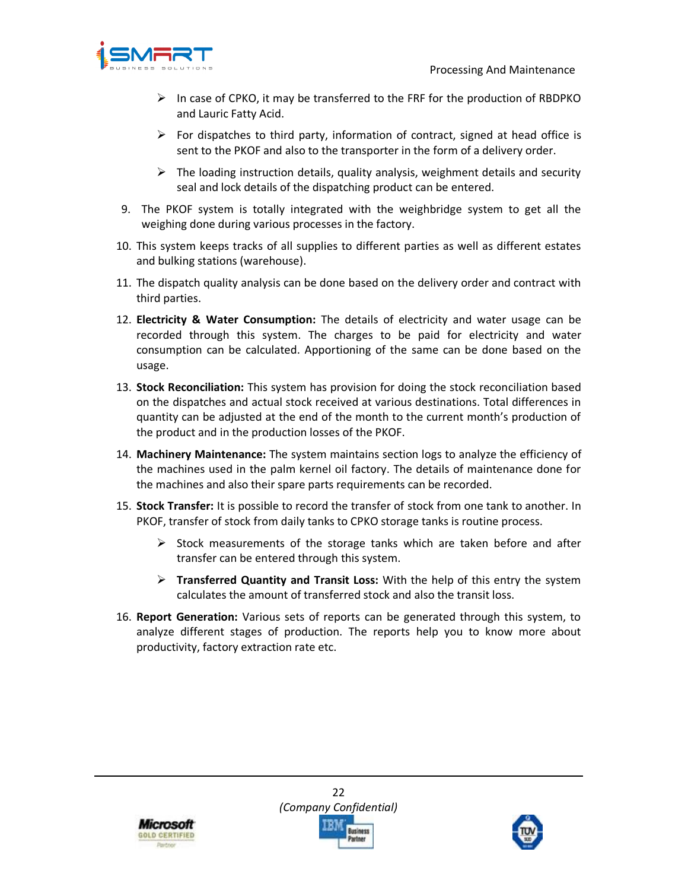- In case of CPKO, it may be transferred to the FRF for the production of RBDPKO and Lauric Fatty Acid.
- For dispatches to third party, information of contract, signed at head office is sent to the PKOF and also to the transporter in the form of a delivery order.
- The loading instruction details, quality analysis, weighment details and security seal and lock details of the dispatching product can be entered.

9. The PKOF system is totally integrated with the weighbridge system to get all the weighing done during various processes in the factory.
10. This system keeps tracks of all supplies to different parties as well as different estates and bulking stations (warehouse).
11. The dispatch quality analysis can be done based on the delivery order and contract with third parties.
12. **Electricity & Water Consumption:** The details of electricity and water usage can be recorded through this system. The charges to be paid for electricity and water consumption can be calculated. Apportioning of the same can be done based on the usage.
13. **Stock Reconciliation:** This system has provision for doing the stock reconciliation based on the dispatches and actual stock received at various destinations. Total differences in quantity can be adjusted at the end of the month to the current month's production of the product and in the production losses of the PKOF.
14. **Machinery Maintenance:** The system maintains section logs to analyze the efficiency of the machines used in the palm kernel oil factory. The details of maintenance done for the machines and also their spare parts requirements can be recorded.
15. **Stock Transfer:** It is possible to record the transfer of stock from one tank to another. In PKOF, transfer of stock from daily tanks to CPKO storage tanks is routine process.
    - Stock measurements of the storage tanks which are taken before and after transfer can be entered through this system.
    - **Transferred Quantity and Transit Loss:** With the help of this entry the system calculates the amount of transferred stock and also the transit loss.
16. **Report Generation:** Various sets of reports can be generated through this system, to analyze different stages of production. The reports help you to know more about productivity, factory extraction rate etc.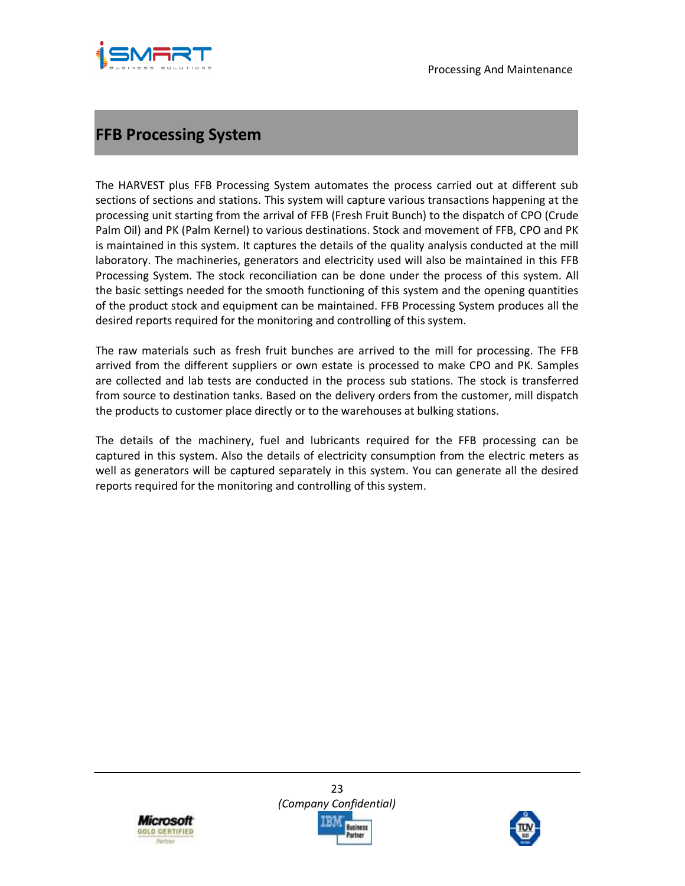## FFB Processing System

The HARVEST plus FFB Processing System automates the process carried out at different sub sections of sections and stations. This system will capture various transactions happening at the processing unit starting from the arrival of FFB (Fresh Fruit Bunch) to the dispatch of CPO (Crude Palm Oil) and PK (Palm Kernel) to various destinations. Stock and movement of FFB, CPO and PK is maintained in this system. It captures the details of the quality analysis conducted at the mill laboratory. The machineries, generators and electricity used will also be maintained in this FFB Processing System. The stock reconciliation can be done under the process of this system. All the basic settings needed for the smooth functioning of this system and the opening quantities of the product stock and equipment can be maintained. FFB Processing System produces all the desired reports required for the monitoring and controlling of this system.

The raw materials such as fresh fruit bunches are arrived to the mill for processing. The FFB arrived from the different suppliers or own estate is processed to make CPO and PK. Samples are collected and lab tests are conducted in the process sub stations. The stock is transferred from source to destination tanks. Based on the delivery orders from the customer, mill dispatch the products to customer place directly or to the warehouses at bulking stations.

The details of the machinery, fuel and lubricants required for the FFB processing can be captured in this system. Also the details of electricity consumption from the electric meters as well as generators will be captured separately in this system. You can generate all the desired reports required for the monitoring and controlling of this system.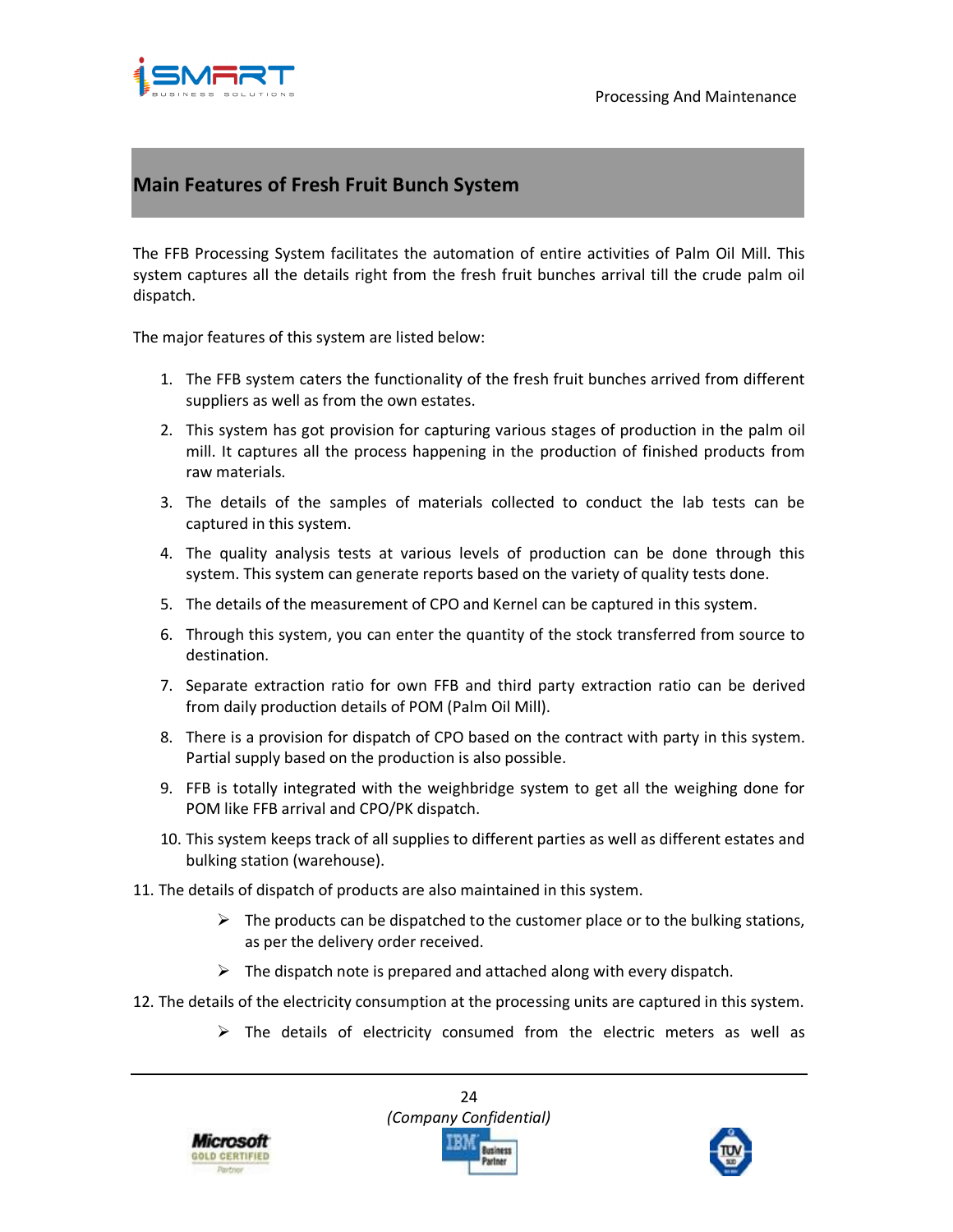## Main Features of Fresh Fruit Bunch System

The FFB Processing System facilitates the automation of entire activities of Palm Oil Mill. This system captures all the details right from the fresh fruit bunches arrival till the crude palm oil dispatch.

The major features of this system are listed below:

1. The FFB system caters the functionality of the fresh fruit bunches arrived from different suppliers as well as from the own estates.
2. This system has got provision for capturing various stages of production in the palm oil mill. It captures all the process happening in the production of finished products from raw materials.
3. The details of the samples of materials collected to conduct the lab tests can be captured in this system.
4. The quality analysis tests at various levels of production can be done through this system. This system can generate reports based on the variety of quality tests done.
5. The details of the measurement of CPO and Kernel can be captured in this system.
6. Through this system, you can enter the quantity of the stock transferred from source to destination.
7. Separate extraction ratio for own FFB and third party extraction ratio can be derived from daily production details of POM (Palm Oil Mill).
8. There is a provision for dispatch of CPO based on the contract with party in this system. Partial supply based on the production is also possible.
9. FFB is totally integrated with the weighbridge system to get all the weighing done for POM like FFB arrival and CPO/PK dispatch.
10. This system keeps track of all supplies to different parties as well as different estates and bulking station (warehouse).
11. The details of dispatch of products are also maintained in this system.
    - The products can be dispatched to the customer place or to the bulking stations, as per the delivery order received.
    - The dispatch note is prepared and attached along with every dispatch.
12. The details of the electricity consumption at the processing units are captured in this system.
    - The details of electricity consumed from the electric meters as well as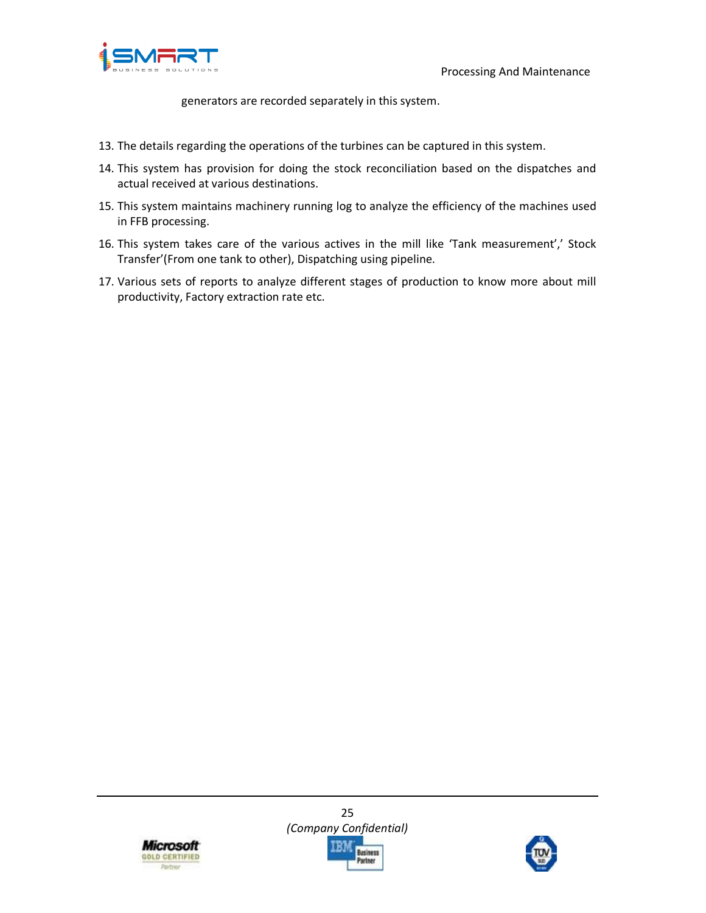generators are recorded separately in this system.

13. The details regarding the operations of the turbines can be captured in this system.
14. This system has provision for doing the stock reconciliation based on the dispatches and actual received at various destinations.
15. This system maintains machinery running log to analyze the efficiency of the machines used in FFB processing.
16. This system takes care of the various actives in the mill like 'Tank measurement',' Stock Transfer'(From one tank to other), Dispatching using pipeline.
17. Various sets of reports to analyze different stages of production to know more about mill productivity, Factory extraction rate etc.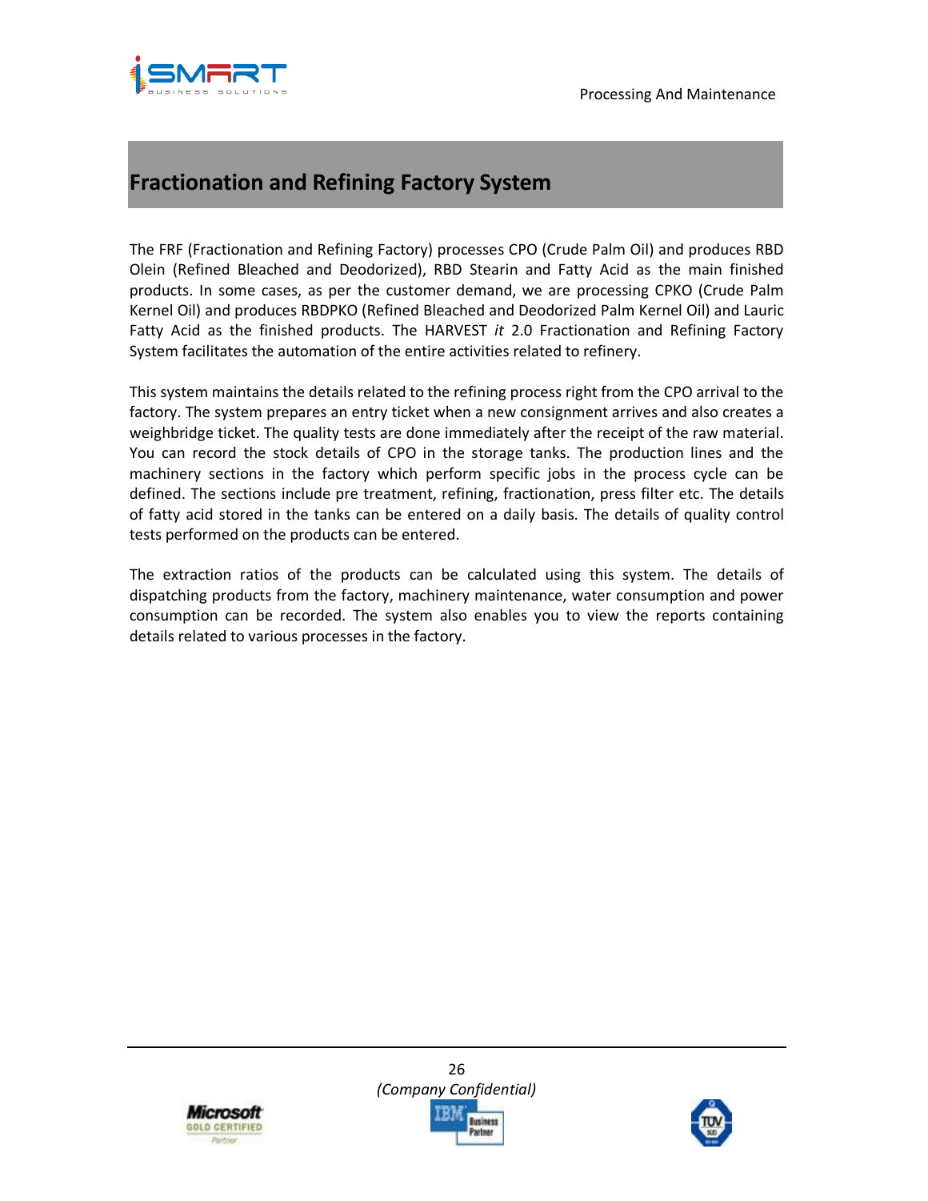# Fractionation and Refining Factory System

The FRF (Fractionation and Refining Factory) processes CPO (Crude Palm Oil) and produces RBD Olein (Refined Bleached and Deodorized), RBD Stearin and Fatty Acid as the main finished products. In some cases, as per the customer demand, we are processing CPKO (Crude Palm Kernel Oil) and produces RBDPKO (Refined Bleached and Deodorized Palm Kernel Oil) and Lauric Fatty Acid as the finished products. The HARVEST *it* 2.0 Fractionation and Refining Factory System facilitates the automation of the entire activities related to refinery.

This system maintains the details related to the refining process right from the CPO arrival to the factory. The system prepares an entry ticket when a new consignment arrives and also creates a weighbridge ticket. The quality tests are done immediately after the receipt of the raw material. You can record the stock details of CPO in the storage tanks. The production lines and the machinery sections in the factory which perform specific jobs in the process cycle can be defined. The sections include pre treatment, refining, fractionation, press filter etc. The details of fatty acid stored in the tanks can be entered on a daily basis. The details of quality control tests performed on the products can be entered.

The extraction ratios of the products can be calculated using this system. The details of dispatching products from the factory, machinery maintenance, water consumption and power consumption can be recorded. The system also enables you to view the reports containing details related to various processes in the factory.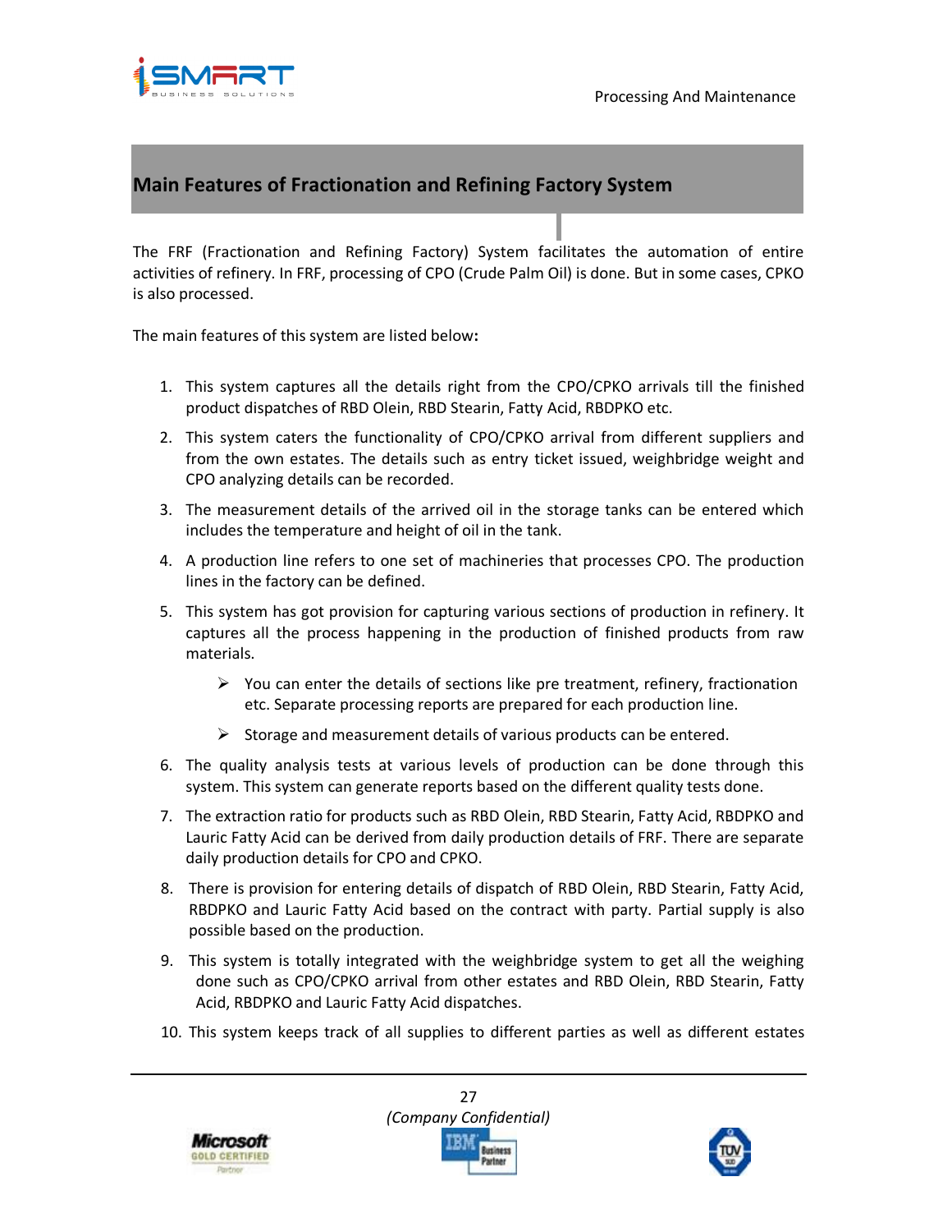## Main Features of Fractionation and Refining Factory System

The FRF (Fractionation and Refining Factory) System facilitates the automation of entire activities of refinery. In FRF, processing of CPO (Crude Palm Oil) is done. But in some cases, CPKO is also processed.

The main features of this system are listed below**:**

1. This system captures all the details right from the CPO/CPKO arrivals till the finished product dispatches of RBD Olein, RBD Stearin, Fatty Acid, RBDPKO etc.
2. This system caters the functionality of CPO/CPKO arrival from different suppliers and from the own estates. The details such as entry ticket issued, weighbridge weight and CPO analyzing details can be recorded.
3. The measurement details of the arrived oil in the storage tanks can be entered which includes the temperature and height of oil in the tank.
4. A production line refers to one set of machineries that processes CPO. The production lines in the factory can be defined.
5. This system has got provision for capturing various sections of production in refinery. It captures all the process happening in the production of finished products from raw materials.
   - You can enter the details of sections like pre treatment, refinery, fractionation etc. Separate processing reports are prepared for each production line.
   - Storage and measurement details of various products can be entered.
6. The quality analysis tests at various levels of production can be done through this system. This system can generate reports based on the different quality tests done.
7. The extraction ratio for products such as RBD Olein, RBD Stearin, Fatty Acid, RBDPKO and Lauric Fatty Acid can be derived from daily production details of FRF. There are separate daily production details for CPO and CPKO.
8. There is provision for entering details of dispatch of RBD Olein, RBD Stearin, Fatty Acid, RBDPKO and Lauric Fatty Acid based on the contract with party. Partial supply is also possible based on the production.
9. This system is totally integrated with the weighbridge system to get all the weighing done such as CPO/CPKO arrival from other estates and RBD Olein, RBD Stearin, Fatty Acid, RBDPKO and Lauric Fatty Acid dispatches.
10. This system keeps track of all supplies to different parties as well as different estates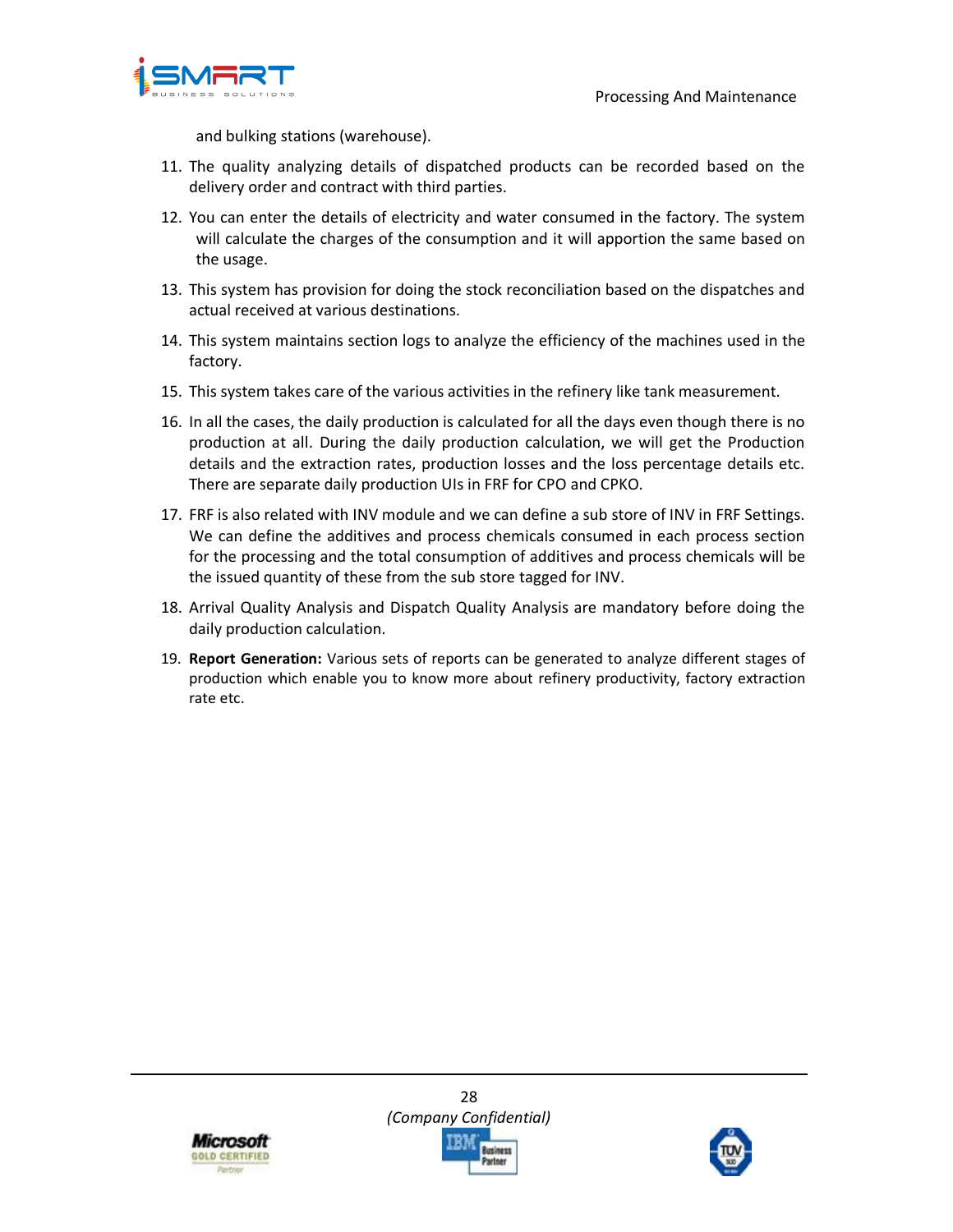and bulking stations (warehouse).

11. The quality analyzing details of dispatched products can be recorded based on the delivery order and contract with third parties.
12. You can enter the details of electricity and water consumed in the factory. The system will calculate the charges of the consumption and it will apportion the same based on the usage.
13. This system has provision for doing the stock reconciliation based on the dispatches and actual received at various destinations.
14. This system maintains section logs to analyze the efficiency of the machines used in the factory.
15. This system takes care of the various activities in the refinery like tank measurement.
16. In all the cases, the daily production is calculated for all the days even though there is no production at all. During the daily production calculation, we will get the Production details and the extraction rates, production losses and the loss percentage details etc. There are separate daily production UIs in FRF for CPO and CPKO.
17. FRF is also related with INV module and we can define a sub store of INV in FRF Settings. We can define the additives and process chemicals consumed in each process section for the processing and the total consumption of additives and process chemicals will be the issued quantity of these from the sub store tagged for INV.
18. Arrival Quality Analysis and Dispatch Quality Analysis are mandatory before doing the daily production calculation.
19. **Report Generation:** Various sets of reports can be generated to analyze different stages of production which enable you to know more about refinery productivity, factory extraction rate etc.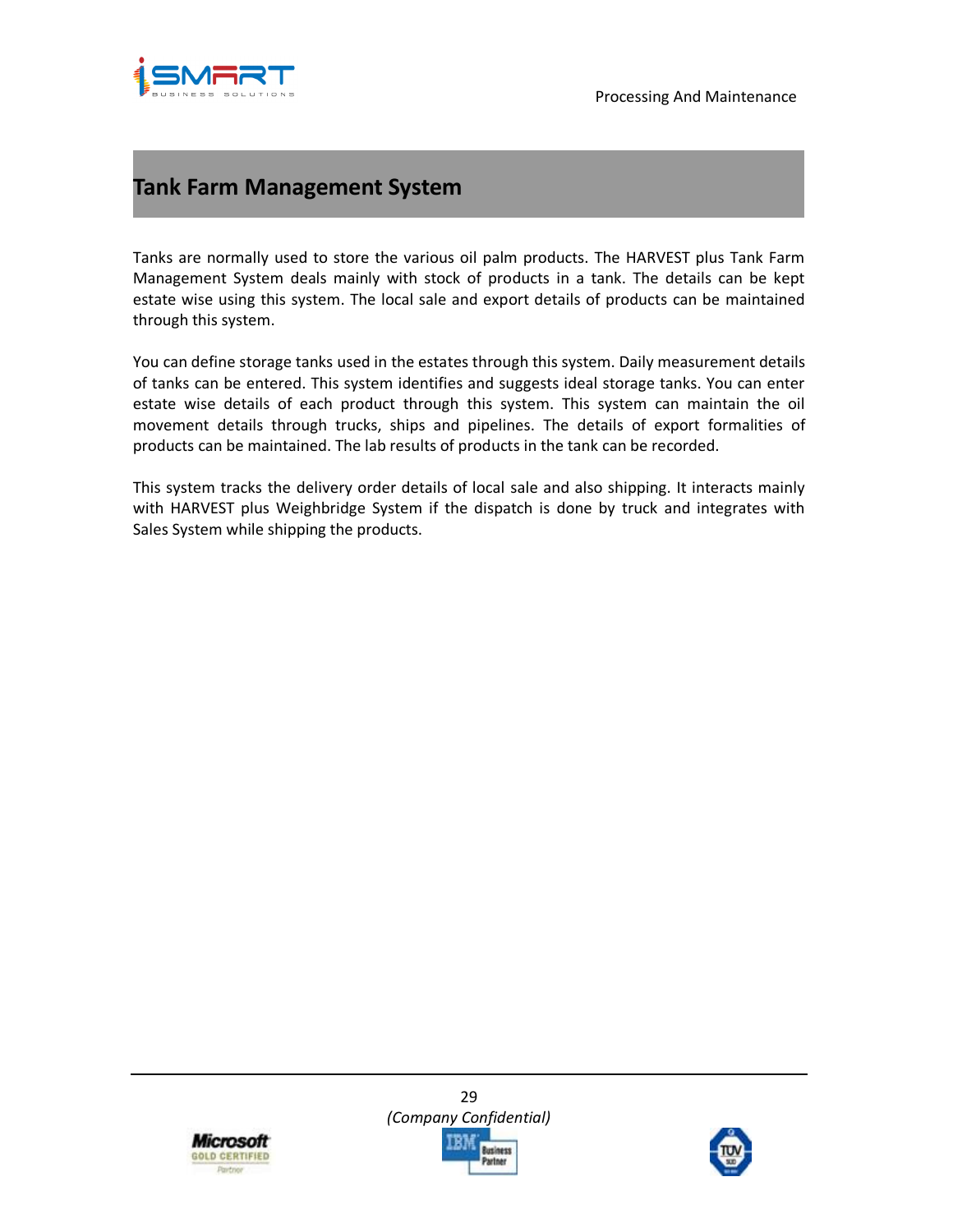# Tank Farm Management System

Tanks are normally used to store the various oil palm products. The HARVEST plus Tank Farm Management System deals mainly with stock of products in a tank. The details can be kept estate wise using this system. The local sale and export details of products can be maintained through this system.

You can define storage tanks used in the estates through this system. Daily measurement details of tanks can be entered. This system identifies and suggests ideal storage tanks. You can enter estate wise details of each product through this system. This system can maintain the oil movement details through trucks, ships and pipelines. The details of export formalities of products can be maintained. The lab results of products in the tank can be recorded.

This system tracks the delivery order details of local sale and also shipping. It interacts mainly with HARVEST plus Weighbridge System if the dispatch is done by truck and integrates with Sales System while shipping the products.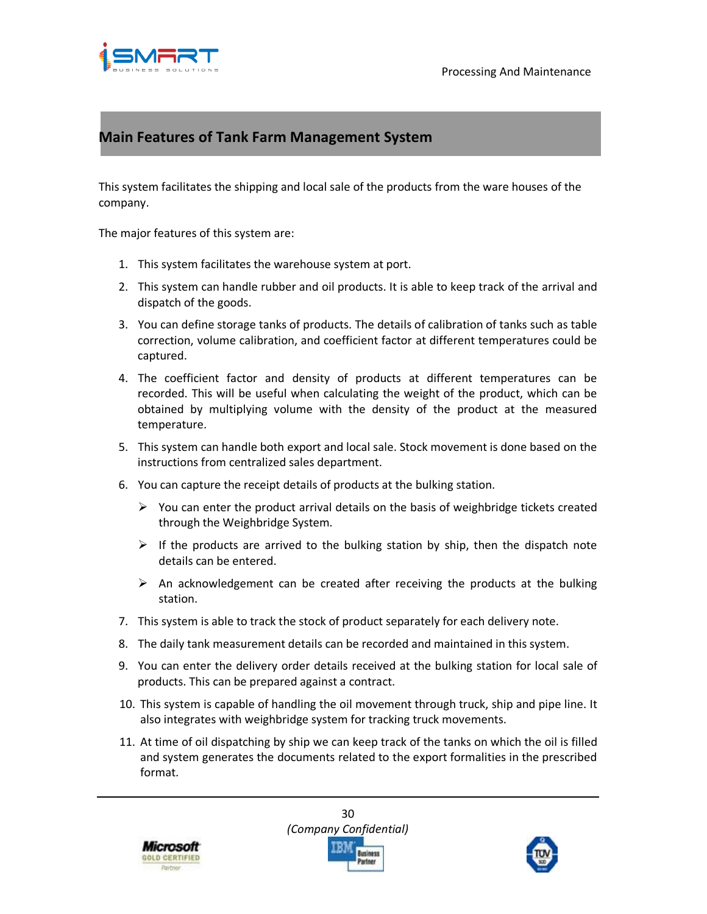## Main Features of Tank Farm Management System

This system facilitates the shipping and local sale of the products from the ware houses of the company.

The major features of this system are:

1. This system facilitates the warehouse system at port.
2. This system can handle rubber and oil products. It is able to keep track of the arrival and dispatch of the goods.
3. You can define storage tanks of products. The details of calibration of tanks such as table correction, volume calibration, and coefficient factor at different temperatures could be captured.
4. The coefficient factor and density of products at different temperatures can be recorded. This will be useful when calculating the weight of the product, which can be obtained by multiplying volume with the density of the product at the measured temperature.
5. This system can handle both export and local sale. Stock movement is done based on the instructions from centralized sales department.
6. You can capture the receipt details of products at the bulking station.
   - You can enter the product arrival details on the basis of weighbridge tickets created through the Weighbridge System.
   - If the products are arrived to the bulking station by ship, then the dispatch note details can be entered.
   - An acknowledgement can be created after receiving the products at the bulking station.
7. This system is able to track the stock of product separately for each delivery note.
8. The daily tank measurement details can be recorded and maintained in this system.
9. You can enter the delivery order details received at the bulking station for local sale of products. This can be prepared against a contract.
10. This system is capable of handling the oil movement through truck, ship and pipe line. It also integrates with weighbridge system for tracking truck movements.
11. At time of oil dispatching by ship we can keep track of the tanks on which the oil is filled and system generates the documents related to the export formalities in the prescribed format.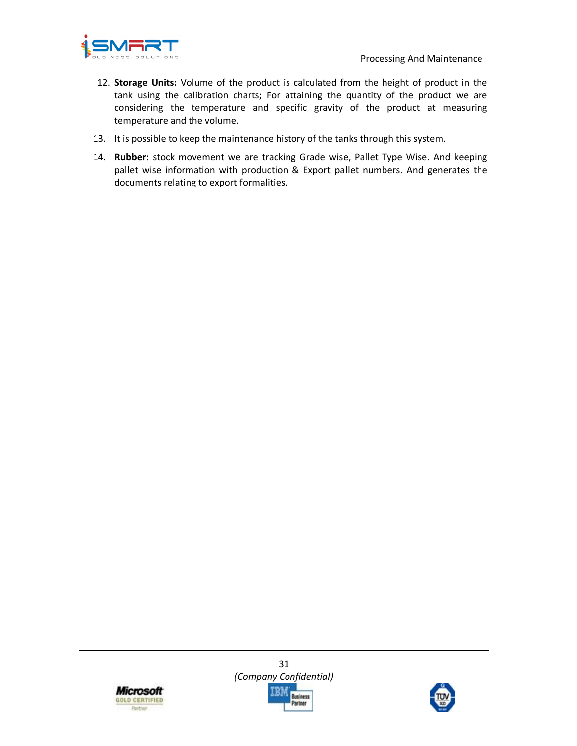12. **Storage Units:** Volume of the product is calculated from the height of product in the tank using the calibration charts; For attaining the quantity of the product we are considering the temperature and specific gravity of the product at measuring temperature and the volume.
13. It is possible to keep the maintenance history of the tanks through this system.
14. **Rubber:** stock movement we are tracking Grade wise, Pallet Type Wise. And keeping pallet wise information with production & Export pallet numbers. And generates the documents relating to export formalities.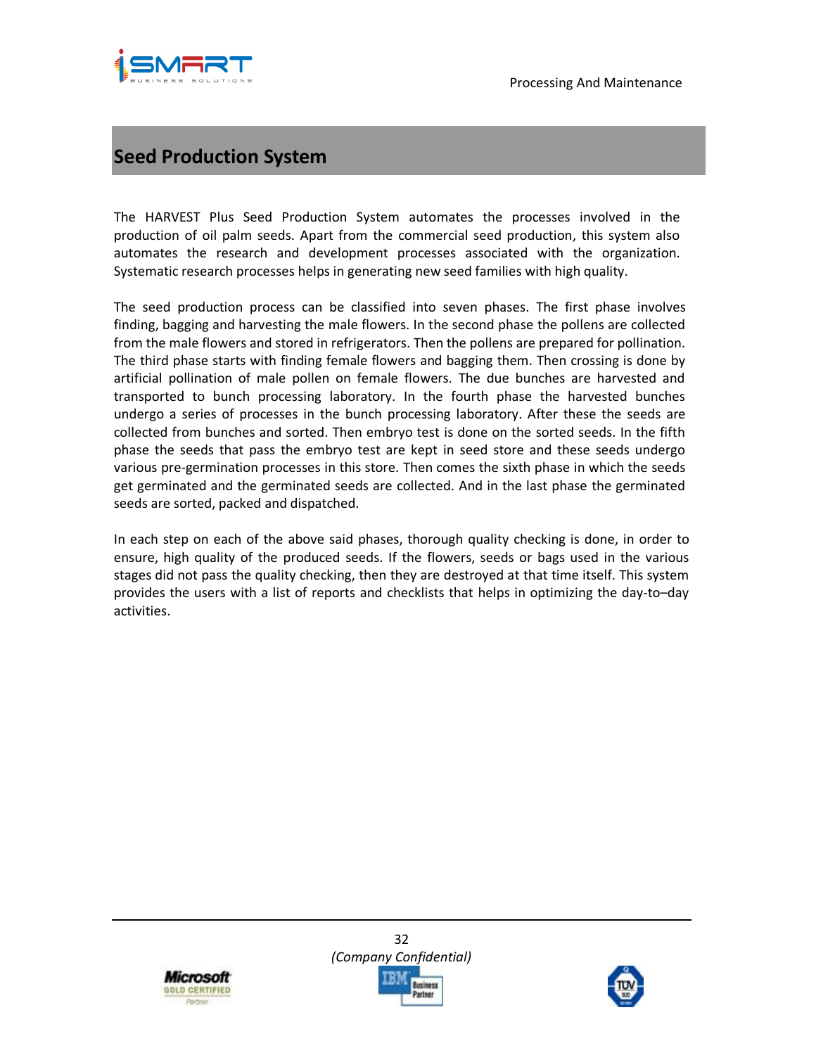## Seed Production System

The HARVEST Plus Seed Production System automates the processes involved in the production of oil palm seeds. Apart from the commercial seed production, this system also automates the research and development processes associated with the organization. Systematic research processes helps in generating new seed families with high quality.

The seed production process can be classified into seven phases. The first phase involves finding, bagging and harvesting the male flowers. In the second phase the pollens are collected from the male flowers and stored in refrigerators. Then the pollens are prepared for pollination. The third phase starts with finding female flowers and bagging them. Then crossing is done by artificial pollination of male pollen on female flowers. The due bunches are harvested and transported to bunch processing laboratory. In the fourth phase the harvested bunches undergo a series of processes in the bunch processing laboratory. After these the seeds are collected from bunches and sorted. Then embryo test is done on the sorted seeds. In the fifth phase the seeds that pass the embryo test are kept in seed store and these seeds undergo various pre-germination processes in this store. Then comes the sixth phase in which the seeds get germinated and the germinated seeds are collected. And in the last phase the germinated seeds are sorted, packed and dispatched.

In each step on each of the above said phases, thorough quality checking is done, in order to ensure, high quality of the produced seeds. If the flowers, seeds or bags used in the various stages did not pass the quality checking, then they are destroyed at that time itself. This system provides the users with a list of reports and checklists that helps in optimizing the day-to–day activities.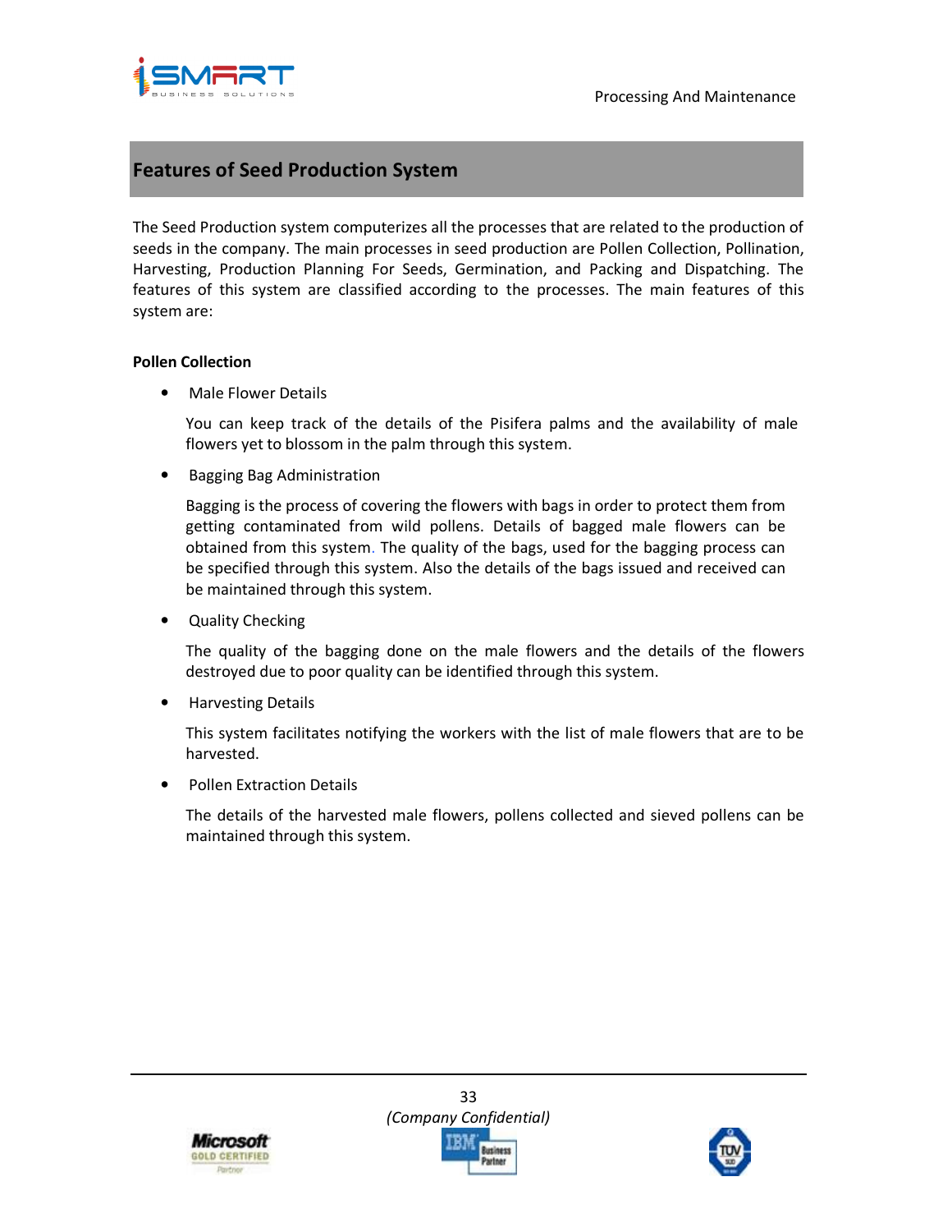## Features of Seed Production System

The Seed Production system computerizes all the processes that are related to the production of seeds in the company. The main processes in seed production are Pollen Collection, Pollination, Harvesting, Production Planning For Seeds, Germination, and Packing and Dispatching. The features of this system are classified according to the processes. The main features of this system are:

**Pollen Collection**

- Male Flower Details

  You can keep track of the details of the Pisifera palms and the availability of male flowers yet to blossom in the palm through this system.

- Bagging Bag Administration

  Bagging is the process of covering the flowers with bags in order to protect them from getting contaminated from wild pollens. Details of bagged male flowers can be obtained from this system. The quality of the bags, used for the bagging process can be specified through this system. Also the details of the bags issued and received can be maintained through this system.

- Quality Checking

  The quality of the bagging done on the male flowers and the details of the flowers destroyed due to poor quality can be identified through this system.

- Harvesting Details

  This system facilitates notifying the workers with the list of male flowers that are to be harvested.

- Pollen Extraction Details

  The details of the harvested male flowers, pollens collected and sieved pollens can be maintained through this system.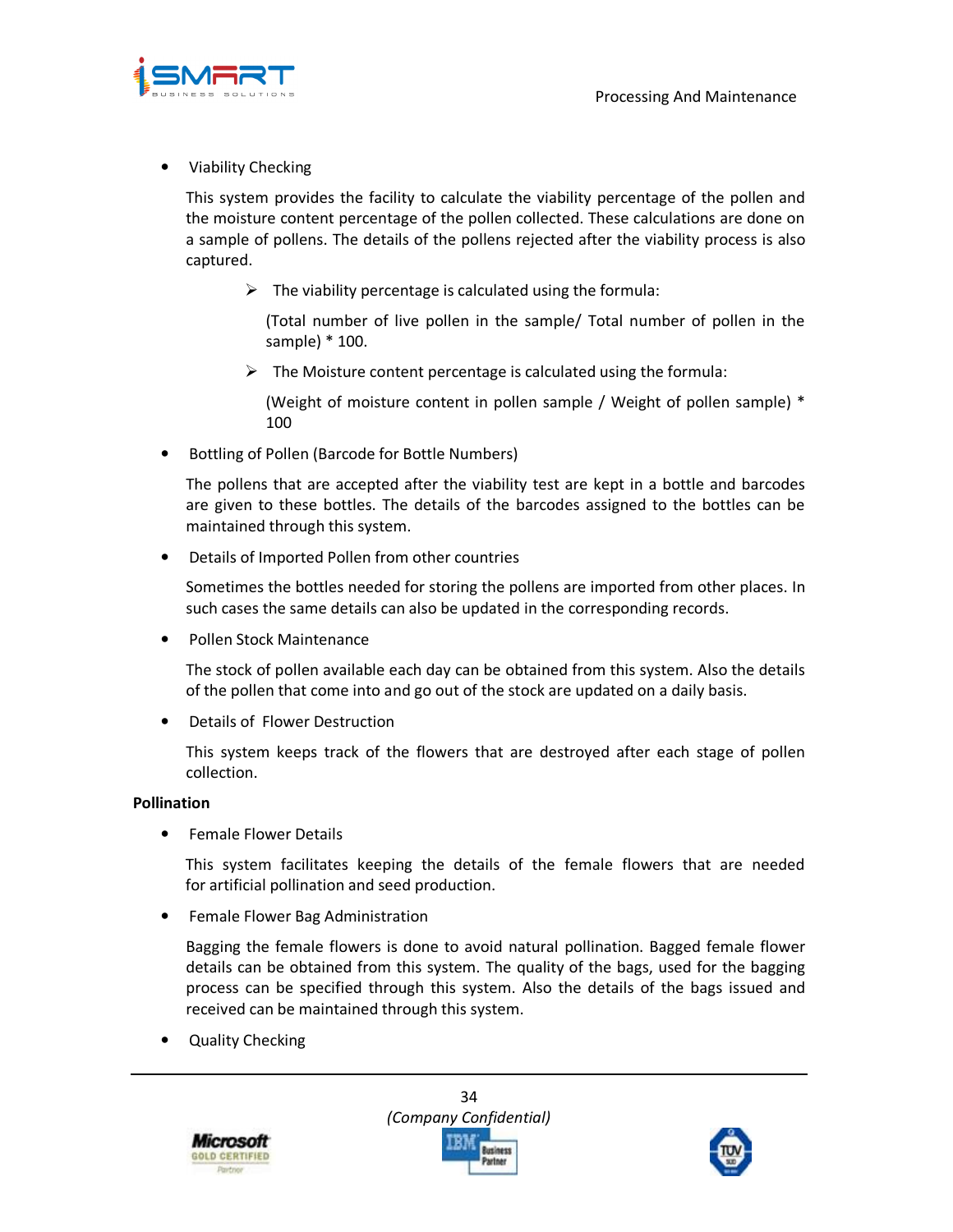- Viability Checking

  This system provides the facility to calculate the viability percentage of the pollen and the moisture content percentage of the pollen collected. These calculations are done on a sample of pollens. The details of the pollens rejected after the viability process is also captured.

  - The viability percentage is calculated using the formula:

    (Total number of live pollen in the sample/ Total number of pollen in the sample) * 100.

  - The Moisture content percentage is calculated using the formula:

    (Weight of moisture content in pollen sample / Weight of pollen sample) * 100

- Bottling of Pollen (Barcode for Bottle Numbers)

  The pollens that are accepted after the viability test are kept in a bottle and barcodes are given to these bottles. The details of the barcodes assigned to the bottles can be maintained through this system.

- Details of Imported Pollen from other countries

  Sometimes the bottles needed for storing the pollens are imported from other places. In such cases the same details can also be updated in the corresponding records.

- Pollen Stock Maintenance

  The stock of pollen available each day can be obtained from this system. Also the details of the pollen that come into and go out of the stock are updated on a daily basis.

- Details of Flower Destruction

  This system keeps track of the flowers that are destroyed after each stage of pollen collection.

**Pollination**

- Female Flower Details

  This system facilitates keeping the details of the female flowers that are needed for artificial pollination and seed production.

- Female Flower Bag Administration

  Bagging the female flowers is done to avoid natural pollination. Bagged female flower details can be obtained from this system. The quality of the bags, used for the bagging process can be specified through this system. Also the details of the bags issued and received can be maintained through this system.

- Quality Checking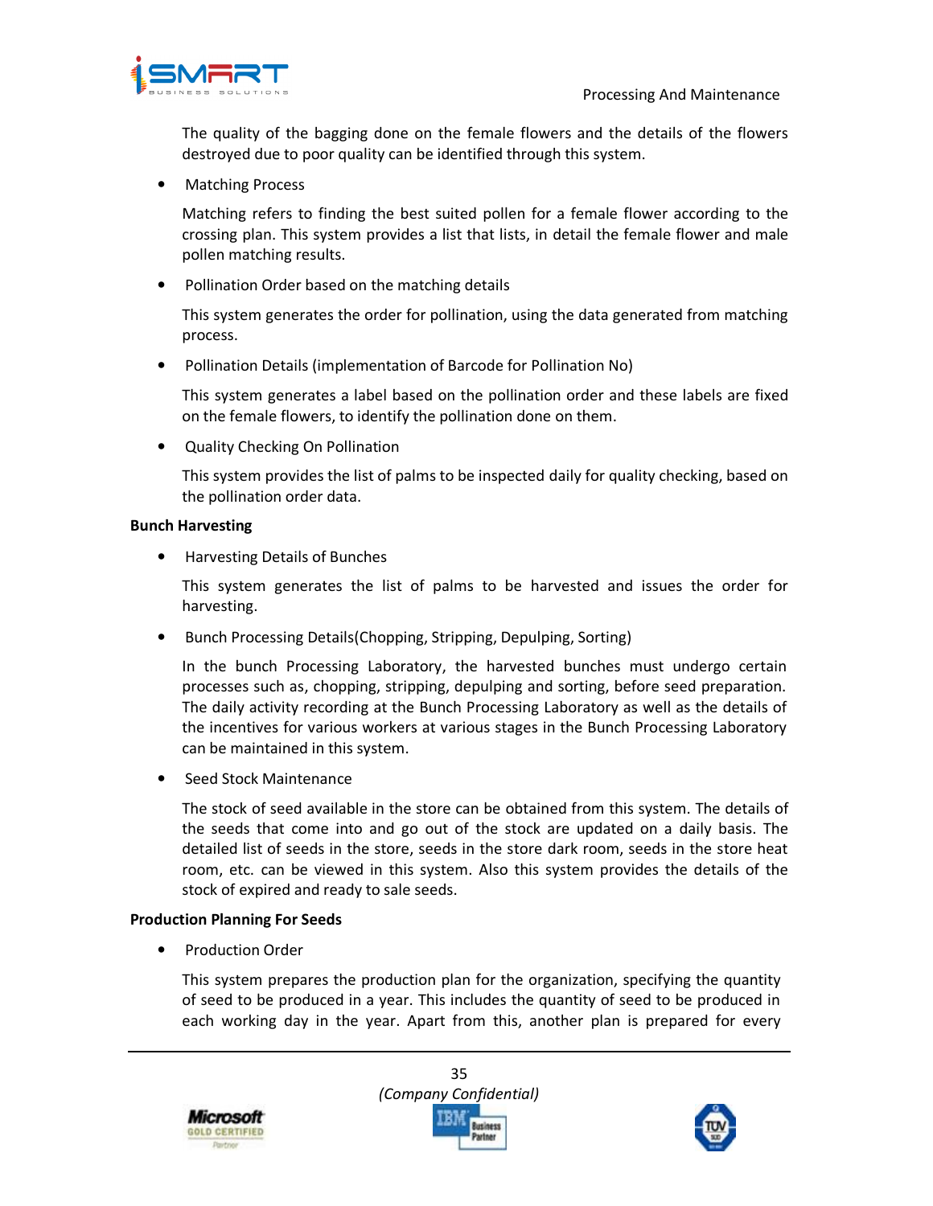The quality of the bagging done on the female flowers and the details of the flowers destroyed due to poor quality can be identified through this system.

- Matching Process

  Matching refers to finding the best suited pollen for a female flower according to the crossing plan. This system provides a list that lists, in detail the female flower and male pollen matching results.

- Pollination Order based on the matching details

  This system generates the order for pollination, using the data generated from matching process.

- Pollination Details (implementation of Barcode for Pollination No)

  This system generates a label based on the pollination order and these labels are fixed on the female flowers, to identify the pollination done on them.

- Quality Checking On Pollination

  This system provides the list of palms to be inspected daily for quality checking, based on the pollination order data.

**Bunch Harvesting**

- Harvesting Details of Bunches

  This system generates the list of palms to be harvested and issues the order for harvesting.

- Bunch Processing Details(Chopping, Stripping, Depulping, Sorting)

  In the bunch Processing Laboratory, the harvested bunches must undergo certain processes such as, chopping, stripping, depulping and sorting, before seed preparation. The daily activity recording at the Bunch Processing Laboratory as well as the details of the incentives for various workers at various stages in the Bunch Processing Laboratory can be maintained in this system.

- Seed Stock Maintenance

  The stock of seed available in the store can be obtained from this system. The details of the seeds that come into and go out of the stock are updated on a daily basis. The detailed list of seeds in the store, seeds in the store dark room, seeds in the store heat room, etc. can be viewed in this system. Also this system provides the details of the stock of expired and ready to sale seeds.

**Production Planning For Seeds**

- Production Order

  This system prepares the production plan for the organization, specifying the quantity of seed to be produced in a year. This includes the quantity of seed to be produced in each working day in the year. Apart from this, another plan is prepared for every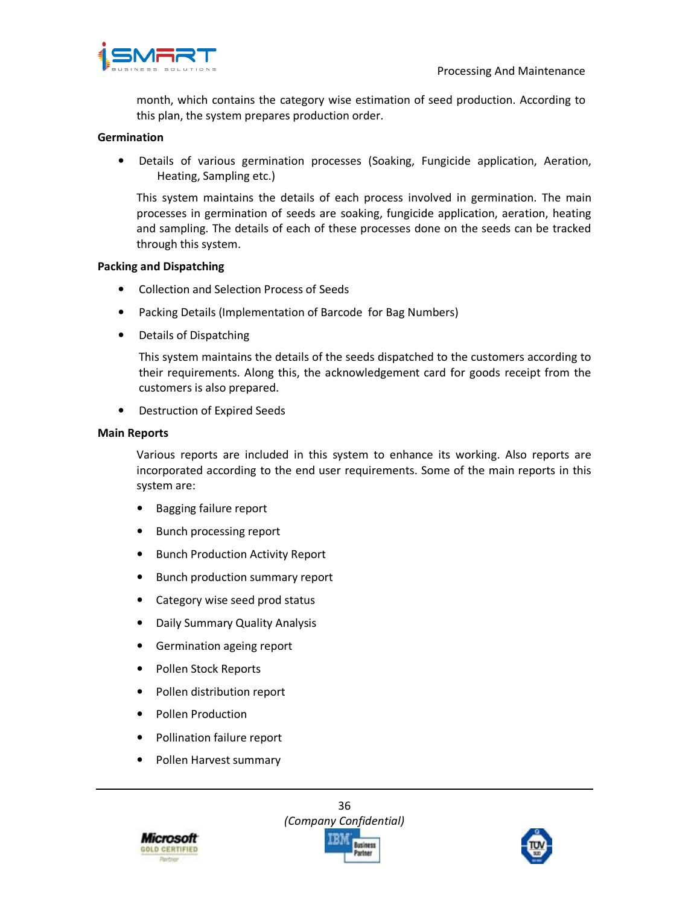month, which contains the category wise estimation of seed production. According to this plan, the system prepares production order.

**Germination**

- Details of various germination processes (Soaking, Fungicide application, Aeration, Heating, Sampling etc.)

This system maintains the details of each process involved in germination. The main processes in germination of seeds are soaking, fungicide application, aeration, heating and sampling. The details of each of these processes done on the seeds can be tracked through this system.

**Packing and Dispatching**

- Collection and Selection Process of Seeds
- Packing Details (Implementation of Barcode for Bag Numbers)
- Details of Dispatching

  This system maintains the details of the seeds dispatched to the customers according to their requirements. Along this, the acknowledgement card for goods receipt from the customers is also prepared.

- Destruction of Expired Seeds

**Main Reports**

Various reports are included in this system to enhance its working. Also reports are incorporated according to the end user requirements. Some of the main reports in this system are:

- Bagging failure report
- Bunch processing report
- Bunch Production Activity Report
- Bunch production summary report
- Category wise seed prod status
- Daily Summary Quality Analysis
- Germination ageing report
- Pollen Stock Reports
- Pollen distribution report
- Pollen Production
- Pollination failure report
- Pollen Harvest summary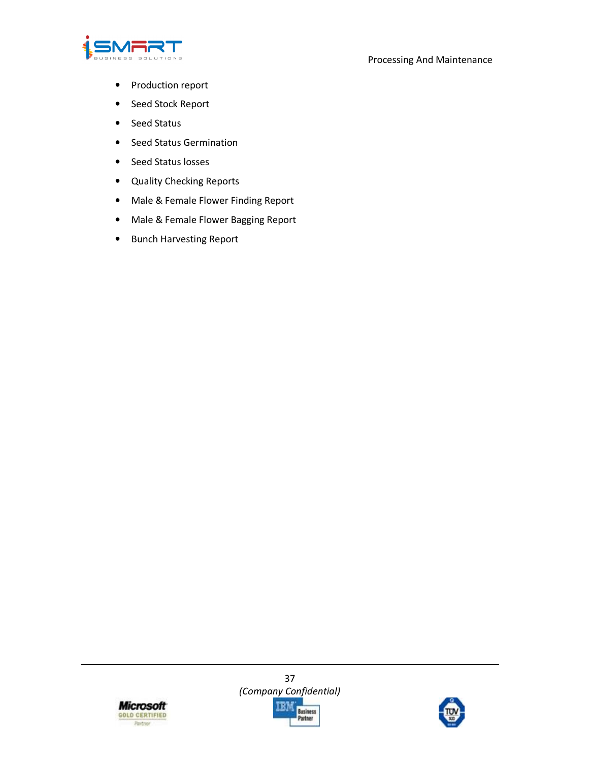- Production report
- Seed Stock Report
- Seed Status
- Seed Status Germination
- Seed Status losses
- Quality Checking Reports
- Male & Female Flower Finding Report
- Male & Female Flower Bagging Report
- Bunch Harvesting Report